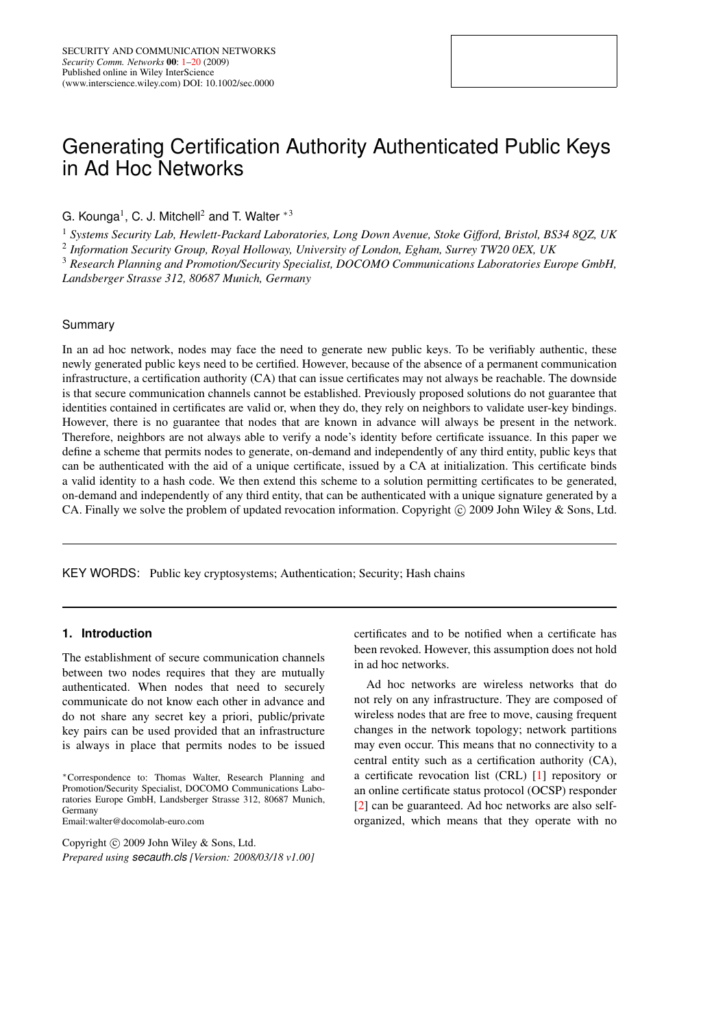# Generating Certification Authority Authenticated Public Keys in Ad Hoc Networks

G. Kounga[1], C. J. Mitchell[2] and T. Walter [*3]

[1] *Systems Security Lab, Hewlett-Packard Laboratories, Long Down Avenue, Stoke Gifford, Bristol, BS34 8QZ, UK*

[2] *Information Security Group, Royal Holloway, University of London, Egham, Surrey TW20 0EX, UK*

[3] *Research Planning and Promotion/Security Specialist, DOCOMO Communications Laboratories Europe GmbH, Landsberger Strasse 312, 80687 Munich, Germany*

## Summary

In an ad hoc network, nodes may face the need to generate new public keys. To be verifiably authentic, these newly generated public keys need to be certified. However, because of the absence of a permanent communication infrastructure, a certification authority (CA) that can issue certificates may not always be reachable. The downside is that secure communication channels cannot be established. Previously proposed solutions do not guarantee that identities contained in certificates are valid or, when they do, they rely on neighbors to validate user-key bindings. However, there is no guarantee that nodes that are known in advance will always be present in the network. Therefore, neighbors are not always able to verify a node's identity before certificate issuance. In this paper we define a scheme that permits nodes to generate, on-demand and independently of any third entity, public keys that can be authenticated with the aid of a unique certificate, issued by a CA at initialization. This certificate binds a valid identity to a hash code. We then extend this scheme to a solution permitting certificates to be generated, on-demand and independently of any third entity, that can be authenticated with a unique signature generated by a CA. Finally we solve the problem of updated revocation information. Copyright © 2009 John Wiley & Sons, Ltd.

KEY WORDS: Public key cryptosystems; Authentication; Security; Hash chains

## 1. Introduction

The establishment of secure communication channels between two nodes requires that they are mutually authenticated. When nodes that need to securely communicate do not know each other in advance and do not share any secret key a priori, public/private key pairs can be used provided that an infrastructure is always in place that permits nodes to be issued certificates and to be notified when a certificate has been revoked. However, this assumption does not hold in ad hoc networks.

Ad hoc networks are wireless networks that do not rely on any infrastructure. They are composed of wireless nodes that are free to move, causing frequent changes in the network topology; network partitions may even occur. This means that no connectivity to a central entity such as a certification authority (CA), a certificate revocation list (CRL) [1] repository or an online certificate status protocol (OCSP) responder [2] can be guaranteed. Ad hoc networks are also self-organized, which means that they operate with no

*Correspondence to: Thomas Walter, Research Planning and Promotion/Security Specialist, DOCOMO Communications Laboratories Europe GmbH, Landsberger Strasse 312, 80687 Munich, Germany
Email:walter@docomolab-euro.com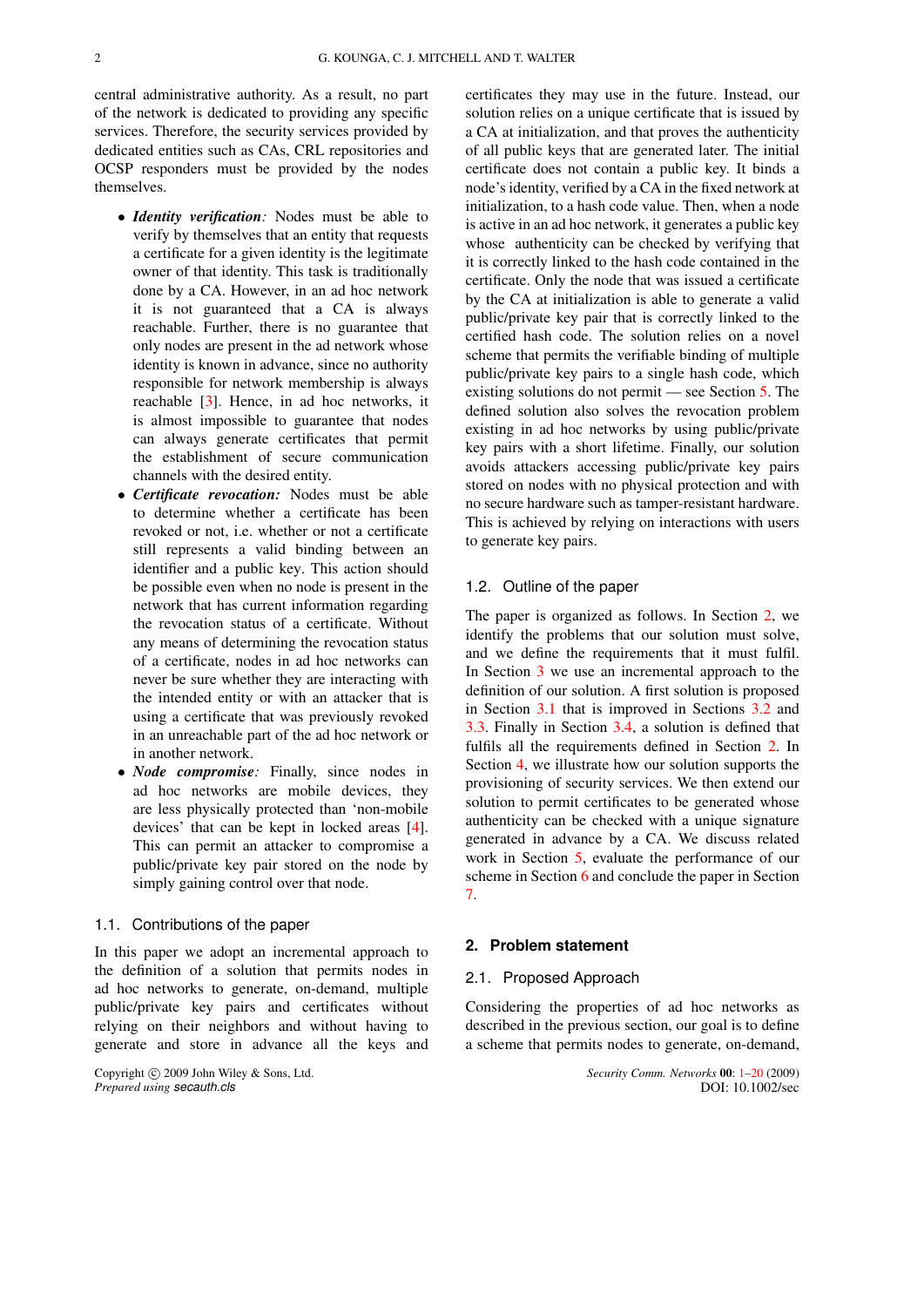central administrative authority. As a result, no part of the network is dedicated to providing any specific services. Therefore, the security services provided by dedicated entities such as CAs, CRL repositories and OCSP responders must be provided by the nodes themselves.

- ***Identity verification***: Nodes must be able to verify by themselves that an entity that requests a certificate for a given identity is the legitimate owner of that identity. This task is traditionally done by a CA. However, in an ad hoc network it is not guaranteed that a CA is always reachable. Further, there is no guarantee that only nodes are present in the ad network whose identity is known in advance, since no authority responsible for network membership is always reachable [3]. Hence, in ad hoc networks, it is almost impossible to guarantee that nodes can always generate certificates that permit the establishment of secure communication channels with the desired entity.
- ***Certificate revocation:*** Nodes must be able to determine whether a certificate has been revoked or not, i.e. whether or not a certificate still represents a valid binding between an identifier and a public key. This action should be possible even when no node is present in the network that has current information regarding the revocation status of a certificate. Without any means of determining the revocation status of a certificate, nodes in ad hoc networks can never be sure whether they are interacting with the intended entity or with an attacker that is using a certificate that was previously revoked in an unreachable part of the ad hoc network or in another network.
- ***Node compromise***: Finally, since nodes in ad hoc networks are mobile devices, they are less physically protected than 'non-mobile devices' that can be kept in locked areas [4]. This can permit an attacker to compromise a public/private key pair stored on the node by simply gaining control over that node.

### 1.1. Contributions of the paper

In this paper we adopt an incremental approach to the definition of a solution that permits nodes in ad hoc networks to generate, on-demand, multiple public/private key pairs and certificates without relying on their neighbors and without having to generate and store in advance all the keys and certificates they may use in the future. Instead, our solution relies on a unique certificate that is issued by a CA at initialization, and that proves the authenticity of all public keys that are generated later. The initial certificate does not contain a public key. It binds a node's identity, verified by a CA in the fixed network at initialization, to a hash code value. Then, when a node is active in an ad hoc network, it generates a public key whose authenticity can be checked by verifying that it is correctly linked to the hash code contained in the certificate. Only the node that was issued a certificate by the CA at initialization is able to generate a valid public/private key pair that is correctly linked to the certified hash code. The solution relies on a novel scheme that permits the verifiable binding of multiple public/private key pairs to a single hash code, which existing solutions do not permit — see Section 5. The defined solution also solves the revocation problem existing in ad hoc networks by using public/private key pairs with a short lifetime. Finally, our solution avoids attackers accessing public/private key pairs stored on nodes with no physical protection and with no secure hardware such as tamper-resistant hardware. This is achieved by relying on interactions with users to generate key pairs.

### 1.2. Outline of the paper

The paper is organized as follows. In Section 2, we identify the problems that our solution must solve, and we define the requirements that it must fulfil. In Section 3 we use an incremental approach to the definition of our solution. A first solution is proposed in Section 3.1 that is improved in Sections 3.2 and 3.3. Finally in Section 3.4, a solution is defined that fulfils all the requirements defined in Section 2. In Section 4, we illustrate how our solution supports the provisioning of security services. We then extend our solution to permit certificates to be generated whose authenticity can be checked with a unique signature generated in advance by a CA. We discuss related work in Section 5, evaluate the performance of our scheme in Section 6 and conclude the paper in Section 7.

## 2. Problem statement

### 2.1. Proposed Approach

Considering the properties of ad hoc networks as described in the previous section, our goal is to define a scheme that permits nodes to generate, on-demand,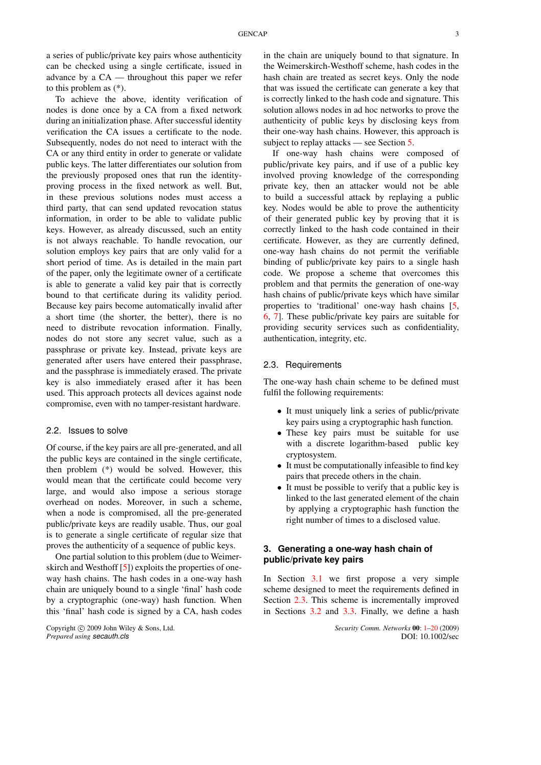a series of public/private key pairs whose authenticity can be checked using a single certificate, issued in advance by a CA — throughout this paper we refer to this problem as (*).

To achieve the above, identity verification of nodes is done once by a CA from a fixed network during an initialization phase. After successful identity verification the CA issues a certificate to the node. Subsequently, nodes do not need to interact with the CA or any third entity in order to generate or validate public keys. The latter differentiates our solution from the previously proposed ones that run the identity-proving process in the fixed network as well. But, in these previous solutions nodes must access a third party, that can send updated revocation status information, in order to be able to validate public keys. However, as already discussed, such an entity is not always reachable. To handle revocation, our solution employs key pairs that are only valid for a short period of time. As is detailed in the main part of the paper, only the legitimate owner of a certificate is able to generate a valid key pair that is correctly bound to that certificate during its validity period. Because key pairs become automatically invalid after a short time (the shorter, the better), there is no need to distribute revocation information. Finally, nodes do not store any secret value, such as a passphrase or private key. Instead, private keys are generated after users have entered their passphrase, and the passphrase is immediately erased. The private key is also immediately erased after it has been used. This approach protects all devices against node compromise, even with no tamper-resistant hardware.

## 2.2. Issues to solve

Of course, if the key pairs are all pre-generated, and all the public keys are contained in the single certificate, then problem (*) would be solved. However, this would mean that the certificate could become very large, and would also impose a serious storage overhead on nodes. Moreover, in such a scheme, when a node is compromised, all the pre-generated public/private keys are readily usable. Thus, our goal is to generate a single certificate of regular size that proves the authenticity of a sequence of public keys.

One partial solution to this problem (due to Weimerskirch and Westhoff [5]) exploits the properties of one-way hash chains. The hash codes in a one-way hash chain are uniquely bound to a single 'final' hash code by a cryptographic (one-way) hash function. When this 'final' hash code is signed by a CA, hash codes in the chain are uniquely bound to that signature. In the Weimerskirch-Westhoff scheme, hash codes in the hash chain are treated as secret keys. Only the node that was issued the certificate can generate a key that is correctly linked to the hash code and signature. This solution allows nodes in ad hoc networks to prove the authenticity of public keys by disclosing keys from their one-way hash chains. However, this approach is subject to replay attacks — see Section 5.

If one-way hash chains were composed of public/private key pairs, and if use of a public key involved proving knowledge of the corresponding private key, then an attacker would not be able to build a successful attack by replaying a public key. Nodes would be able to prove the authenticity of their generated public key by proving that it is correctly linked to the hash code contained in their certificate. However, as they are currently defined, one-way hash chains do not permit the verifiable binding of public/private key pairs to a single hash code. We propose a scheme that overcomes this problem and that permits the generation of one-way hash chains of public/private keys which have similar properties to 'traditional' one-way hash chains [5, 6, 7]. These public/private key pairs are suitable for providing security services such as confidentiality, authentication, integrity, etc.

## 2.3. Requirements

The one-way hash chain scheme to be defined must fulfil the following requirements:

- It must uniquely link a series of public/private key pairs using a cryptographic hash function.
- These key pairs must be suitable for use with a discrete logarithm-based public key cryptosystem.
- It must be computationally infeasible to find key pairs that precede others in the chain.
- It must be possible to verify that a public key is linked to the last generated element of the chain by applying a cryptographic hash function the right number of times to a disclosed value.

# 3. Generating a one-way hash chain of public/private key pairs

In Section 3.1 we first propose a very simple scheme designed to meet the requirements defined in Section 2.3. This scheme is incrementally improved in Sections 3.2 and 3.3. Finally, we define a hash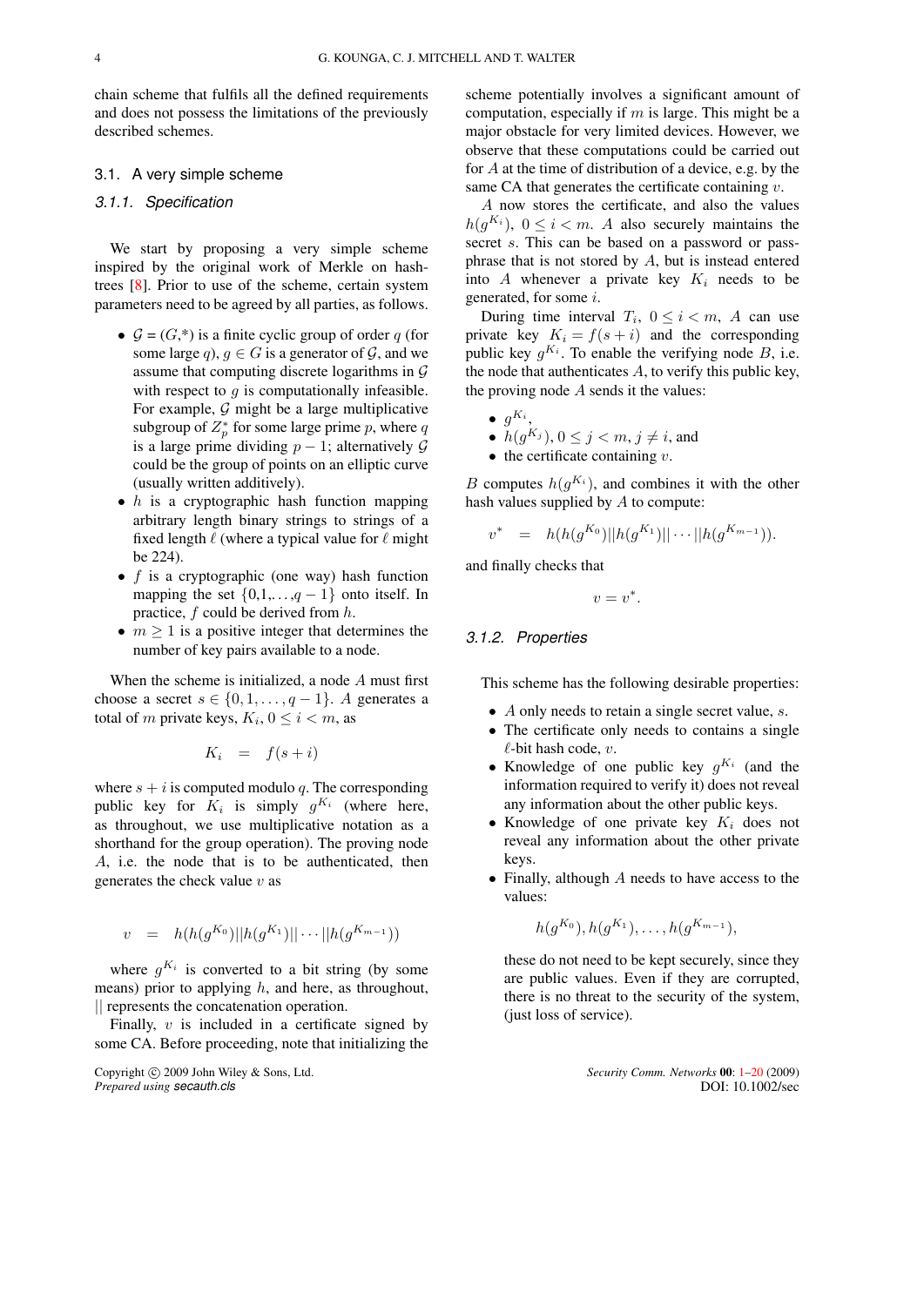chain scheme that fulfils all the defined requirements and does not possess the limitations of the previously described schemes.

## 3.1. A very simple scheme

### 3.1.1. Specification

We start by proposing a very simple scheme inspired by the original work of Merkle on hash-trees [8]. Prior to use of the scheme, certain system parameters need to be agreed by all parties, as follows.

- $\mathcal{G} = (G,*)$ is a finite cyclic group of order $q$ (for some large $q$), $g \in G$ is a generator of $\mathcal{G}$, and we assume that computing discrete logarithms in $\mathcal{G}$ with respect to $g$ is computationally infeasible. For example, $\mathcal{G}$ might be a large multiplicative subgroup of $Z_p^*$ for some large prime $p$, where $q$ is a large prime dividing $p-1$; alternatively $\mathcal{G}$ could be the group of points on an elliptic curve (usually written additively).
- $h$ is a cryptographic hash function mapping arbitrary length binary strings to strings of a fixed length $\ell$ (where a typical value for $\ell$ might be 224).
- $f$ is a cryptographic (one way) hash function mapping the set $\{0,1,\ldots,q-1\}$ onto itself. In practice, $f$ could be derived from $h$.
- $m \geq 1$ is a positive integer that determines the number of key pairs available to a node.

When the scheme is initialized, a node $A$ must first choose a secret $s \in \{0,1,\ldots,q-1\}$. $A$ generates a total of $m$ private keys, $K_i$, $0 \leq i < m$, as

$$K_i \quad = \quad f(s+i)$$

where $s+i$ is computed modulo $q$. The corresponding public key for $K_i$ is simply $g^{K_i}$ (where here, as throughout, we use multiplicative notation as a shorthand for the group operation). The proving node $A$, i.e. the node that is to be authenticated, then generates the check value $v$ as

$$v \quad = \quad h(h(g^{K_0})||h(g^{K_1})||\cdots||h(g^{K_{m-1}}))$$

where $g^{K_i}$ is converted to a bit string (by some means) prior to applying $h$, and here, as throughout, $||$ represents the concatenation operation.

Finally, $v$ is included in a certificate signed by some CA. Before proceeding, note that initializing the scheme potentially involves a significant amount of computation, especially if $m$ is large. This might be a major obstacle for very limited devices. However, we observe that these computations could be carried out for $A$ at the time of distribution of a device, e.g. by the same CA that generates the certificate containing $v$.

$A$ now stores the certificate, and also the values $h(g^{K_i})$, $0 \leq i < m$. $A$ also securely maintains the secret $s$. This can be based on a password or pass-phrase that is not stored by $A$, but is instead entered into $A$ whenever a private key $K_i$ needs to be generated, for some $i$.

During time interval $T_i$, $0 \leq i < m$, $A$ can use private key $K_i = f(s+i)$ and the corresponding public key $g^{K_i}$. To enable the verifying node $B$, i.e. the node that authenticates $A$, to verify this public key, the proving node $A$ sends it the values:

- $g^{K_i}$,
- $h(g^{K_j})$, $0 \leq j < m, j \neq i$, and
- the certificate containing $v$.

$B$ computes $h(g^{K_i})$, and combines it with the other hash values supplied by $A$ to compute:

$$v^* \quad = \quad h(h(g^{K_0})||h(g^{K_1})||\cdots||h(g^{K_{m-1}})).$$

and finally checks that

$$v = v^*.$$

### 3.1.2. Properties

This scheme has the following desirable properties:

- $A$ only needs to retain a single secret value, $s$.
- The certificate only needs to contains a single $\ell$-bit hash code, $v$.
- Knowledge of one public key $g^{K_i}$ (and the information required to verify it) does not reveal any information about the other public keys.
- Knowledge of one private key $K_i$ does not reveal any information about the other private keys.
- Finally, although $A$ needs to have access to the values:

  $$h(g^{K_0}), h(g^{K_1}), \ldots, h(g^{K_{m-1}}),$$

  these do not need to be kept securely, since they are public values. Even if they are corrupted, there is no threat to the security of the system, (just loss of service).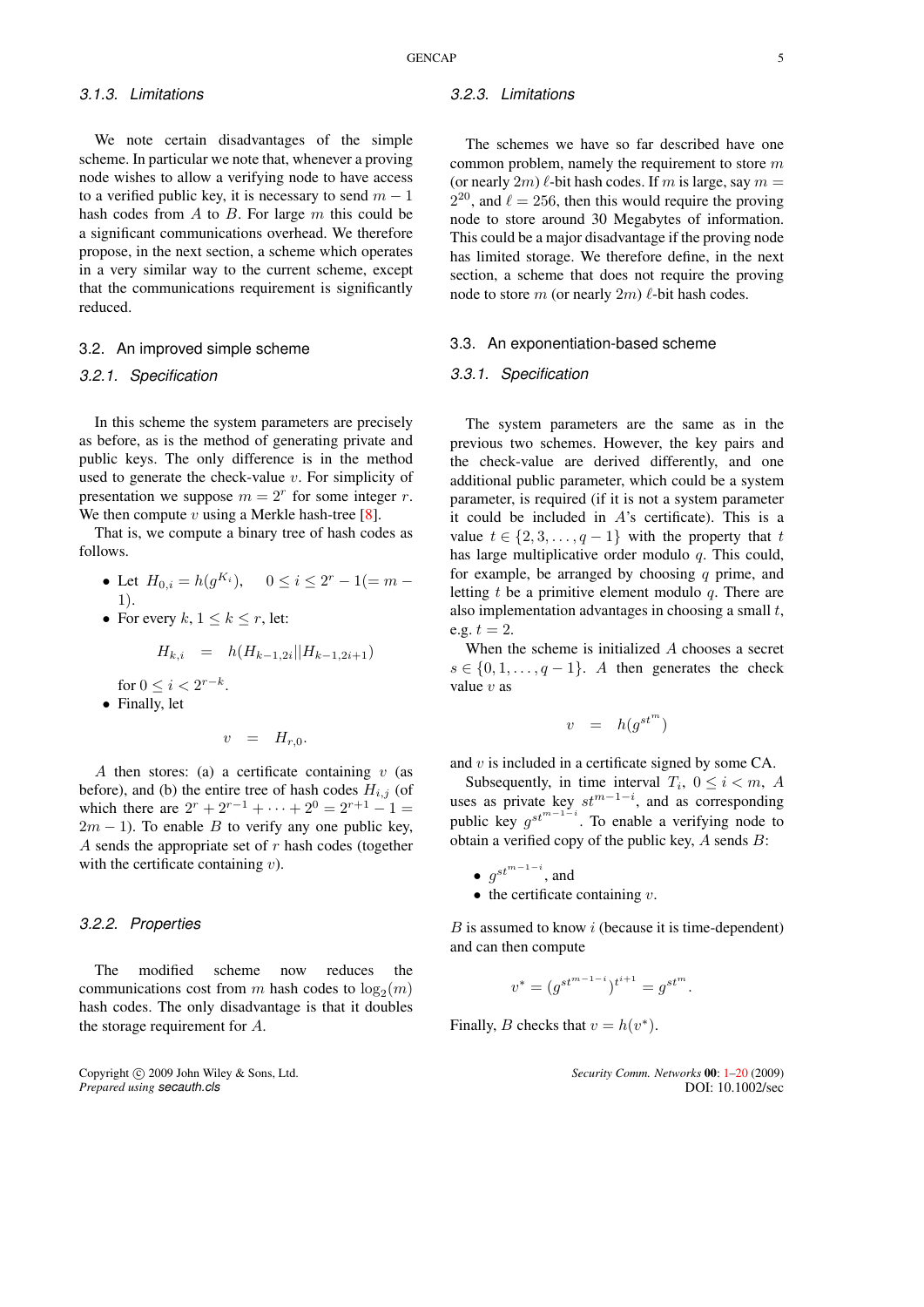### 3.1.3. Limitations

We note certain disadvantages of the simple scheme. In particular we note that, whenever a proving node wishes to allow a verifying node to have access to a verified public key, it is necessary to send $m-1$ hash codes from $A$ to $B$. For large $m$ this could be a significant communications overhead. We therefore propose, in the next section, a scheme which operates in a very similar way to the current scheme, except that the communications requirement is significantly reduced.

## 3.2. An improved simple scheme

### 3.2.1. Specification

In this scheme the system parameters are precisely as before, as is the method of generating private and public keys. The only difference is in the method used to generate the check-value $v$. For simplicity of presentation we suppose $m = 2^r$ for some integer $r$. We then compute $v$ using a Merkle hash-tree [8].

That is, we compute a binary tree of hash codes as follows.

- Let $H_{0,i} = h(g^{K_i})$, $\quad 0 \leq i \leq 2^r - 1 (= m - 1)$.
- For every $k$, $1 \leq k \leq r$, let:

$$H_{k,i} \;\; = \;\; h(H_{k-1,2i} || H_{k-1,2i+1})$$

  for $0 \leq i < 2^{r-k}$.
- Finally, let

$$v \;\; = \;\; H_{r,0}.$$

$A$ then stores: (a) a certificate containing $v$ (as before), and (b) the entire tree of hash codes $H_{i,j}$ (of which there are $2^r + 2^{r-1} + \cdots + 2^0 = 2^{r+1} - 1 = 2m - 1$). To enable $B$ to verify any one public key, $A$ sends the appropriate set of $r$ hash codes (together with the certificate containing $v$).

### 3.2.2. Properties

The modified scheme now reduces the communications cost from $m$ hash codes to $\log_2(m)$ hash codes. The only disadvantage is that it doubles the storage requirement for $A$.

### 3.2.3. Limitations

The schemes we have so far described have one common problem, namely the requirement to store $m$ (or nearly $2m$) $\ell$-bit hash codes. If $m$ is large, say $m = 2^{20}$, and $\ell = 256$, then this would require the proving node to store around 30 Megabytes of information. This could be a major disadvantage if the proving node has limited storage. We therefore define, in the next section, a scheme that does not require the proving node to store $m$ (or nearly $2m$) $\ell$-bit hash codes.

## 3.3. An exponentiation-based scheme

### 3.3.1. Specification

The system parameters are the same as in the previous two schemes. However, the key pairs and the check-value are derived differently, and one additional public parameter, which could be a system parameter, is required (if it is not a system parameter it could be included in $A$'s certificate). This is a value $t \in \{2, 3, \ldots, q-1\}$ with the property that $t$ has large multiplicative order modulo $q$. This could, for example, be arranged by choosing $q$ prime, and letting $t$ be a primitive element modulo $q$. There are also implementation advantages in choosing a small $t$, e.g. $t = 2$.

When the scheme is initialized $A$ chooses a secret $s \in \{0, 1, \ldots, q-1\}$. $A$ then generates the check value $v$ as

$$v \;\; = \;\; h(g^{st^m})$$

and $v$ is included in a certificate signed by some CA.

Subsequently, in time interval $T_i$, $0 \leq i < m$, $A$ uses as private key $st^{m-1-i}$, and as corresponding public key $g^{st^{m-1-i}}$. To enable a verifying node to obtain a verified copy of the public key, $A$ sends $B$:

- $g^{st^{m-1-i}}$, and
- the certificate containing $v$.

$B$ is assumed to know $i$ (because it is time-dependent) and can then compute

$$v^* = (g^{st^{m-1-i}})^{t^{i+1}} = g^{st^m}.$$

Finally, $B$ checks that $v = h(v^*)$.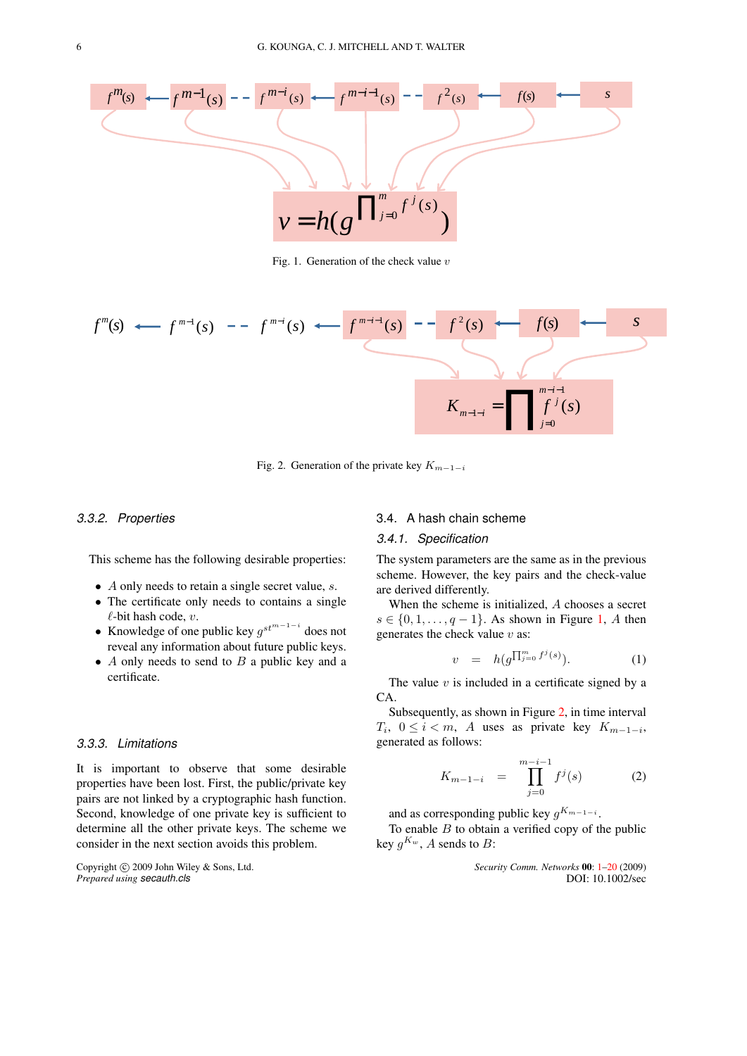Fig. 1. Generation of the check value $v$

Fig. 2. Generation of the private key $K_{m-1-i}$

### 3.3.2. Properties

This scheme has the following desirable properties:

- $A$ only needs to retain a single secret value, $s$.
- The certificate only needs to contains a single $\ell$-bit hash code, $v$.
- Knowledge of one public key $g^{st^{m-1-i}}$ does not reveal any information about future public keys.
- $A$ only needs to send to $B$ a public key and a certificate.

### 3.3.3. Limitations

It is important to observe that some desirable properties have been lost. First, the public/private key pairs are not linked by a cryptographic hash function. Second, knowledge of one private key is sufficient to determine all the other private keys. The scheme we consider in the next section avoids this problem.

## 3.4. A hash chain scheme

### 3.4.1. Specification

The system parameters are the same as in the previous scheme. However, the key pairs and the check-value are derived differently.

When the scheme is initialized, $A$ chooses a secret $s \in \{0, 1, \ldots, q-1\}$. As shown in Figure 1, $A$ then generates the check value $v$ as:

$$v = h(g^{\prod_{j=0}^{m} f^j(s)}). \tag{1}$$

The value $v$ is included in a certificate signed by a CA.

Subsequently, as shown in Figure 2, in time interval $T_i$, $0 \leq i < m$, $A$ uses as private key $K_{m-1-i}$, generated as follows:

$$K_{m-1-i} = \prod_{j=0}^{m-i-1} f^j(s) \tag{2}$$

and as corresponding public key $g^{K_{m-1-i}}$.

To enable $B$ to obtain a verified copy of the public key $g^{K_w}$, $A$ sends to $B$: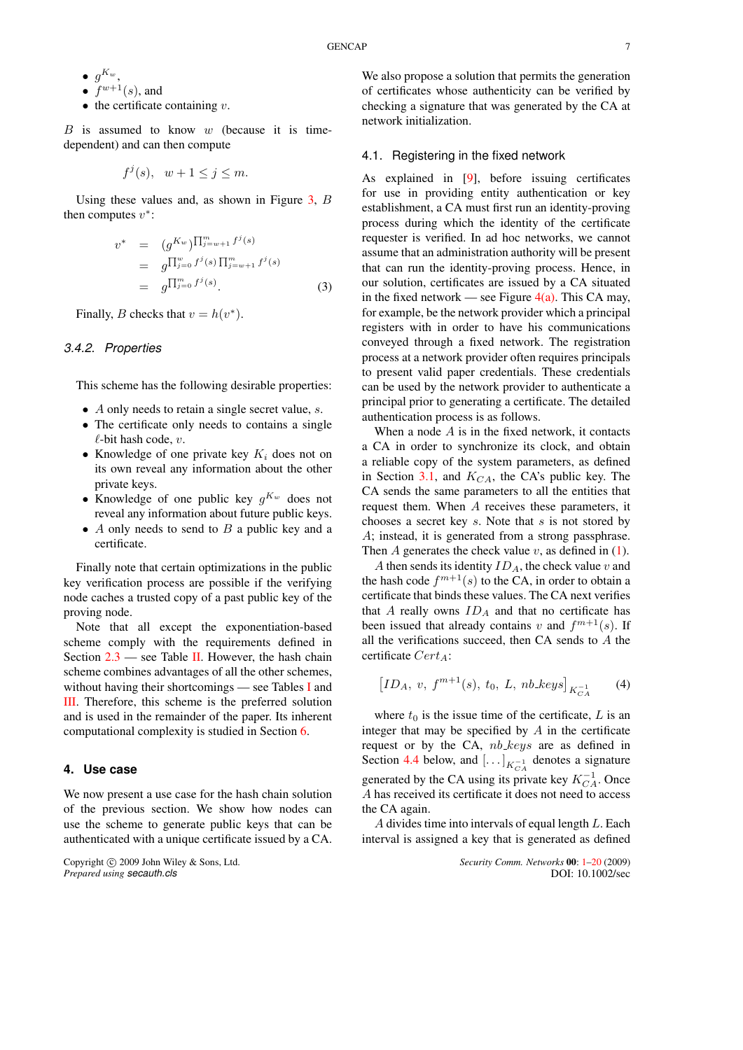- $g^{K_w}$,
- $f^{w+1}(s)$, and
- the certificate containing $v$.

$B$ is assumed to know $w$ (because it is time-dependent) and can then compute

$$f^j(s), \quad w+1 \leq j \leq m.$$

Using these values and, as shown in Figure 3, $B$ then computes $v^*$:

$$\begin{aligned} v^* &= (g^{K_w})^{\prod_{j=w+1}^{m} f^j(s)} \\ &= g^{\prod_{j=0}^{w} f^j(s) \prod_{j=w+1}^{m} f^j(s)} \\ &= g^{\prod_{j=0}^{m} f^j(s)}. \end{aligned} \tag{3}$$

Finally, $B$ checks that $v = h(v^*)$.

#### 3.4.2. Properties

This scheme has the following desirable properties:

- $A$ only needs to retain a single secret value, $s$.
- The certificate only needs to contains a single $\ell$-bit hash code, $v$.
- Knowledge of one private key $K_i$ does not on its own reveal any information about the other private keys.
- Knowledge of one public key $g^{K_w}$ does not reveal any information about future public keys.
- $A$ only needs to send to $B$ a public key and a certificate.

Finally note that certain optimizations in the public key verification process are possible if the verifying node caches a trusted copy of a past public key of the proving node.

Note that all except the exponentiation-based scheme comply with the requirements defined in Section 2.3 — see Table II. However, the hash chain scheme combines advantages of all the other schemes, without having their shortcomings — see Tables I and III. Therefore, this scheme is the preferred solution and is used in the remainder of the paper. Its inherent computational complexity is studied in Section 6.

## 4. Use case

We now present a use case for the hash chain solution of the previous section. We show how nodes can use the scheme to generate public keys that can be authenticated with a unique certificate issued by a CA.

We also propose a solution that permits the generation of certificates whose authenticity can be verified by checking a signature that was generated by the CA at network initialization.

### 4.1. Registering in the fixed network

As explained in [9], before issuing certificates for use in providing entity authentication or key establishment, a CA must first run an identity-proving process during which the identity of the certificate requester is verified. In ad hoc networks, we cannot assume that an administration authority will be present that can run the identity-proving process. Hence, in our solution, certificates are issued by a CA situated in the fixed network — see Figure 4(a). This CA may, for example, be the network provider which a principal registers with in order to have his communications conveyed through a fixed network. The registration process at a network provider often requires principals to present valid paper credentials. These credentials can be used by the network provider to authenticate a principal prior to generating a certificate. The detailed authentication process is as follows.

When a node $A$ is in the fixed network, it contacts a CA in order to synchronize its clock, and obtain a reliable copy of the system parameters, as defined in Section 3.1, and $K_{CA}$, the CA's public key. The CA sends the same parameters to all the entities that request them. When $A$ receives these parameters, it chooses a secret key $s$. Note that $s$ is not stored by $A$; instead, it is generated from a strong passphrase. Then $A$ generates the check value $v$, as defined in (1).

$A$ then sends its identity $ID_A$, the check value $v$ and the hash code $f^{m+1}(s)$ to the CA, in order to obtain a certificate that binds these values. The CA next verifies that $A$ really owns $ID_A$ and that no certificate has been issued that already contains $v$ and $f^{m+1}(s)$. If all the verifications succeed, then CA sends to $A$ the certificate $Cert_A$:

$$\left[ID_A,\ v,\ f^{m+1}(s),\ t_0,\ L,\ nb\_keys\right]_{K_{CA}^{-1}} \tag{4}$$

where $t_0$ is the issue time of the certificate, $L$ is an integer that may be specified by $A$ in the certificate request or by the CA, $nb\_keys$ are as defined in Section 4.4 below, and $[\ldots]_{K_{CA}^{-1}}$ denotes a signature generated by the CA using its private key $K_{CA}^{-1}$. Once $A$ has received its certificate it does not need to access the CA again.

$A$ divides time into intervals of equal length $L$. Each interval is assigned a key that is generated as defined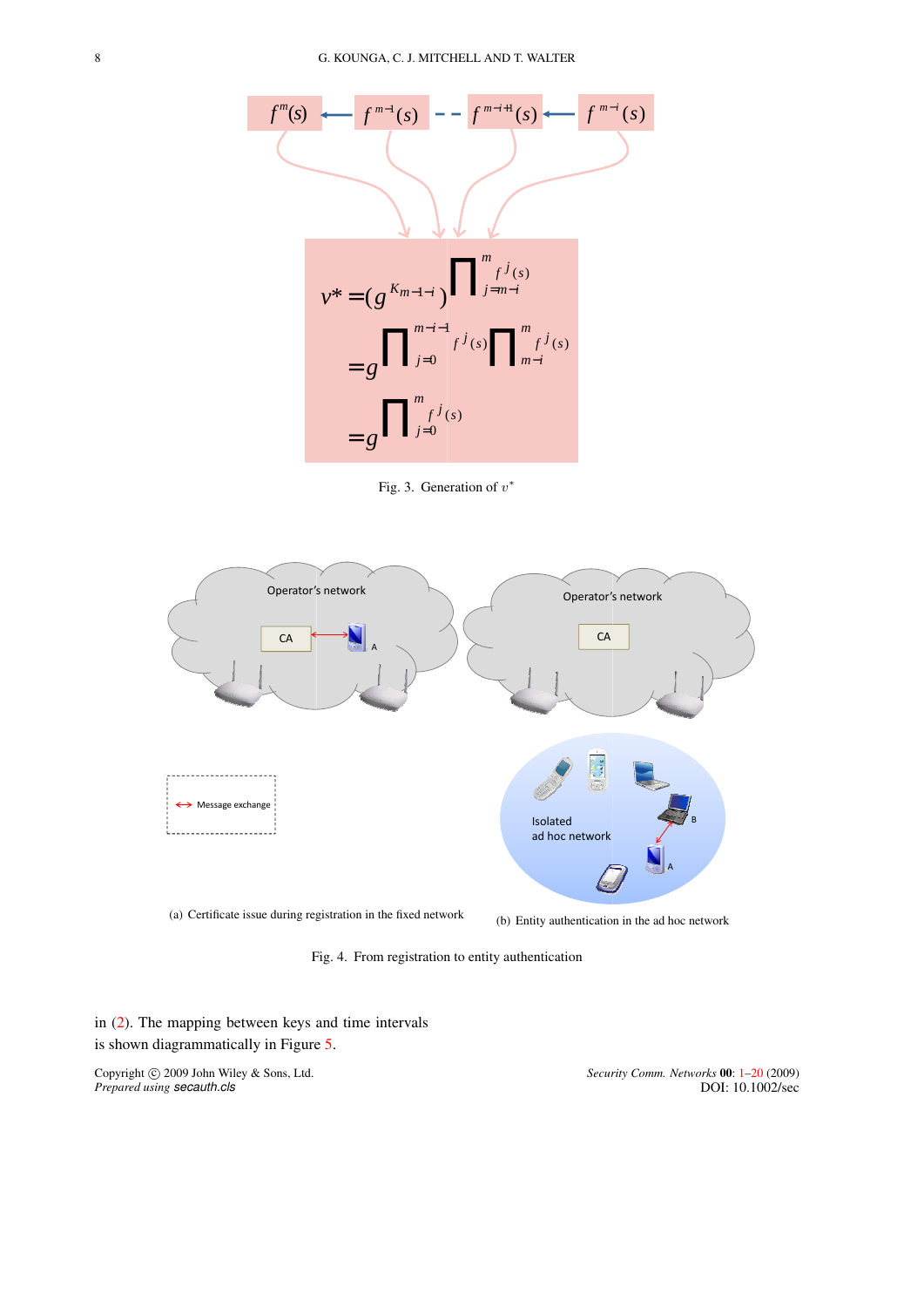Fig. 3. Generation of $v^*$

Fig. 4. From registration to entity authentication

(a) Certificate issue during registration in the fixed network

(b) Entity authentication in the ad hoc network

in (2). The mapping between keys and time intervals is shown diagrammatically in Figure 5.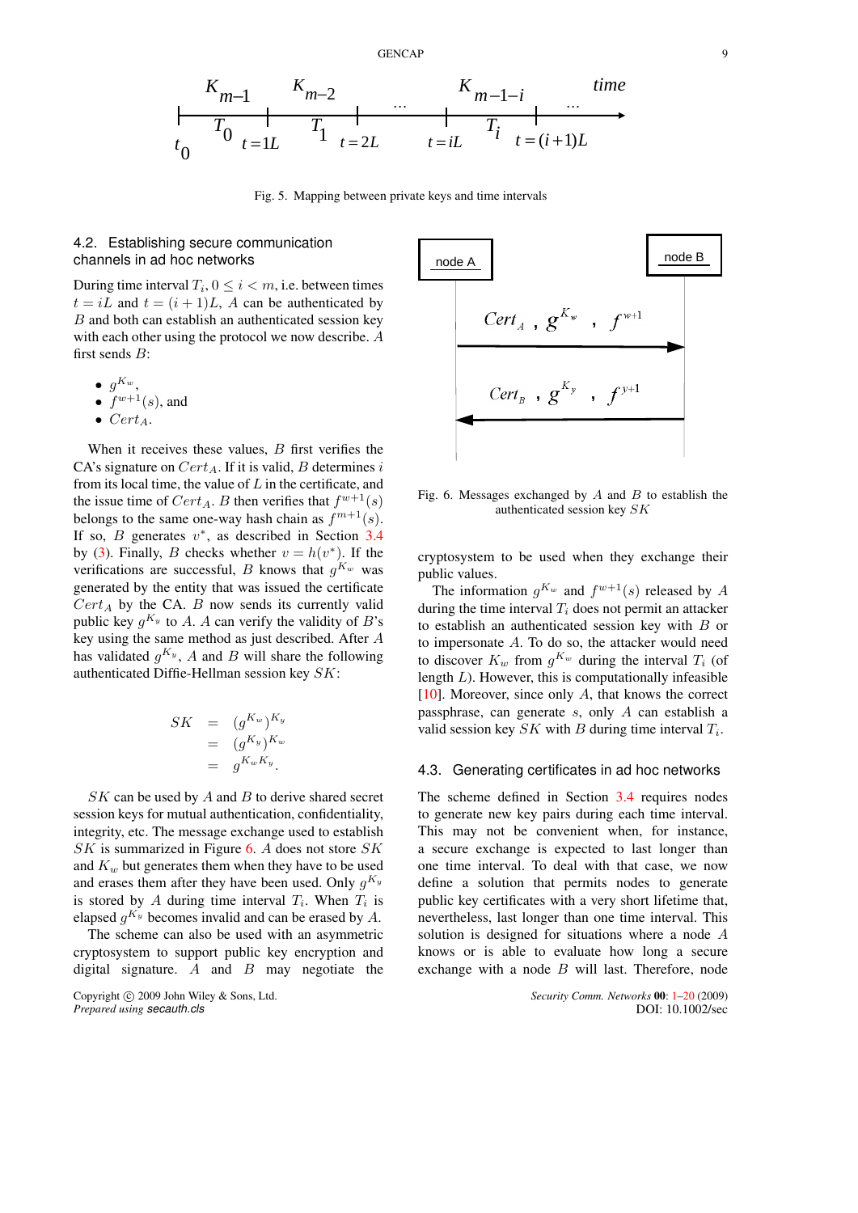Fig. 5. Mapping between private keys and time intervals

### 4.2. Establishing secure communication channels in ad hoc networks

During time interval $T_i, 0 \le i < m$, i.e. between times $t = iL$ and $t = (i+1)L$, $A$ can be authenticated by $B$ and both can establish an authenticated session key with each other using the protocol we now describe. $A$ first sends $B$:

- $g^{K_w}$,
- $f^{w+1}(s)$, and
- $Cert_A$.

When it receives these values, $B$ first verifies the CA's signature on $Cert_A$. If it is valid, $B$ determines $i$ from its local time, the value of $L$ in the certificate, and the issue time of $Cert_A$. $B$ then verifies that $f^{w+1}(s)$ belongs to the same one-way hash chain as $f^{m+1}(s)$. If so, $B$ generates $v^*$, as described in Section 3.4 by (3). Finally, $B$ checks whether $v = h(v^*)$. If the verifications are successful, $B$ knows that $g^{K_w}$ was generated by the entity that was issued the certificate $Cert_A$ by the CA. $B$ now sends its currently valid public key $g^{K_y}$ to $A$. $A$ can verify the validity of $B$'s key using the same method as just described. After $A$ has validated $g^{K_y}$, $A$ and $B$ will share the following authenticated Diffie-Hellman session key $SK$:

$$
\begin{aligned}
SK &= (g^{K_w})^{K_y} \\
&= (g^{K_y})^{K_w} \\
&= g^{K_w K_y}.
\end{aligned}
$$

$SK$ can be used by $A$ and $B$ to derive shared secret session keys for mutual authentication, confidentiality, integrity, etc. The message exchange used to establish $SK$ is summarized in Figure 6. $A$ does not store $SK$ and $K_w$ but generates them when they have to be used and erases them after they have been used. Only $g^{K_y}$ is stored by $A$ during time interval $T_i$. When $T_i$ is elapsed $g^{K_y}$ becomes invalid and can be erased by $A$.

The scheme can also be used with an asymmetric cryptosystem to support public key encryption and digital signature. $A$ and $B$ may negotiate the cryptosystem to be used when they exchange their public values.

Fig. 6. Messages exchanged by $A$ and $B$ to establish the authenticated session key $SK$

The information $g^{K_w}$ and $f^{w+1}(s)$ released by $A$ during the time interval $T_i$ does not permit an attacker to establish an authenticated session key with $B$ or to impersonate $A$. To do so, the attacker would need to discover $K_w$ from $g^{K_w}$ during the interval $T_i$ (of length $L$). However, this is computationally infeasible [10]. Moreover, since only $A$, that knows the correct passphrase, can generate $s$, only $A$ can establish a valid session key $SK$ with $B$ during time interval $T_i$.

### 4.3. Generating certificates in ad hoc networks

The scheme defined in Section 3.4 requires nodes to generate new key pairs during each time interval. This may not be convenient when, for instance, a secure exchange is expected to last longer than one time interval. To deal with that case, we now define a solution that permits nodes to generate public key certificates with a very short lifetime that, nevertheless, last longer than one time interval. This solution is designed for situations where a node $A$ knows or is able to evaluate how long a secure exchange with a node $B$ will last. Therefore, node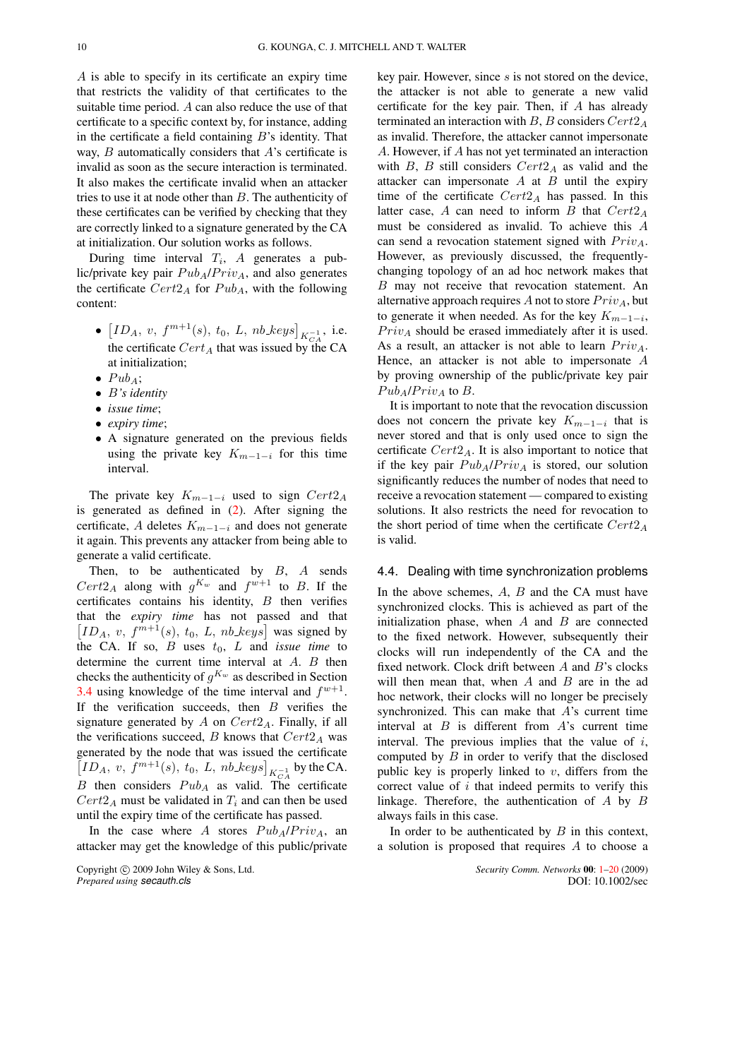$A$ is able to specify in its certificate an expiry time that restricts the validity of that certificates to the suitable time period. $A$ can also reduce the use of that certificate to a specific context by, for instance, adding in the certificate a field containing $B$'s identity. That way, $B$ automatically considers that $A$'s certificate is invalid as soon as the secure interaction is terminated. It also makes the certificate invalid when an attacker tries to use it at node other than $B$. The authenticity of these certificates can be verified by checking that they are correctly linked to a signature generated by the CA at initialization. Our solution works as follows.

During time interval $T_i$, $A$ generates a public/private key pair $Pub_A$/$Priv_A$, and also generates the certificate $Cert2_A$ for $Pub_A$, with the following content:

- $\left[ID_A,\ v,\ f^{m+1}(s),\ t_0,\ L,\ nb\_keys\right]_{K_{CA}^{-1}}$, i.e. the certificate $Cert_A$ that was issued by the CA at initialization;
- $Pub_A$;
- *$B$'s identity*
- *issue time*;
- *expiry time*;
- A signature generated on the previous fields using the private key $K_{m-1-i}$ for this time interval.

The private key $K_{m-1-i}$ used to sign $Cert2_A$ is generated as defined in (2). After signing the certificate, $A$ deletes $K_{m-1-i}$ and does not generate it again. This prevents any attacker from being able to generate a valid certificate.

Then, to be authenticated by $B$, $A$ sends $Cert2_A$ along with $g^{K_w}$ and $f^{w+1}$ to $B$. If the certificates contains his identity, $B$ then verifies that the *expiry time* has not passed and that $\left[ID_A,\ v,\ f^{m+1}(s),\ t_0,\ L,\ nb\_keys\right]$ was signed by the CA. If so, $B$ uses $t_0$, $L$ and *issue time* to determine the current time interval at $A$. $B$ then checks the authenticity of $g^{K_w}$ as described in Section 3.4 using knowledge of the time interval and $f^{w+1}$. If the verification succeeds, then $B$ verifies the signature generated by $A$ on $Cert2_A$. Finally, if all the verifications succeed, $B$ knows that $Cert2_A$ was generated by the node that was issued the certificate $\left[ID_A,\ v,\ f^{m+1}(s),\ t_0,\ L,\ nb\_keys\right]_{K_{CA}^{-1}}$ by the CA. $B$ then considers $Pub_A$ as valid. The certificate $Cert2_A$ must be validated in $T_i$ and can then be used until the expiry time of the certificate has passed.

In the case where $A$ stores $Pub_A$/$Priv_A$, an attacker may get the knowledge of this public/private key pair. However, since $s$ is not stored on the device, the attacker is not able to generate a new valid certificate for the key pair. Then, if $A$ has already terminated an interaction with $B$, $B$ considers $Cert2_A$ as invalid. Therefore, the attacker cannot impersonate $A$. However, if $A$ has not yet terminated an interaction with $B$, $B$ still considers $Cert2_A$ as valid and the attacker can impersonate $A$ at $B$ until the expiry time of the certificate $Cert2_A$ has passed. In this latter case, $A$ can need to inform $B$ that $Cert2_A$ must be considered as invalid. To achieve this $A$ can send a revocation statement signed with $Priv_A$. However, as previously discussed, the frequently-changing topology of an ad hoc network makes that $B$ may not receive that revocation statement. An alternative approach requires $A$ not to store $Priv_A$, but to generate it when needed. As for the key $K_{m-1-i}$, $Priv_A$ should be erased immediately after it is used. As a result, an attacker is not able to learn $Priv_A$. Hence, an attacker is not able to impersonate $A$ by proving ownership of the public/private key pair $Pub_A$/$Priv_A$ to $B$.

It is important to note that the revocation discussion does not concern the private key $K_{m-1-i}$ that is never stored and that is only used once to sign the certificate $Cert2_A$. It is also important to notice that if the key pair $Pub_A$/$Priv_A$ is stored, our solution significantly reduces the number of nodes that need to receive a revocation statement — compared to existing solutions. It also restricts the need for revocation to the short period of time when the certificate $Cert2_A$ is valid.

### 4.4. Dealing with time synchronization problems

In the above schemes, $A$, $B$ and the CA must have synchronized clocks. This is achieved as part of the initialization phase, when $A$ and $B$ are connected to the fixed network. However, subsequently their clocks will run independently of the CA and the fixed network. Clock drift between $A$ and $B$'s clocks will then mean that, when $A$ and $B$ are in the ad hoc network, their clocks will no longer be precisely synchronized. This can make that $A$'s current time interval at $B$ is different from $A$'s current time interval. The previous implies that the value of $i$, computed by $B$ in order to verify that the disclosed public key is properly linked to $v$, differs from the correct value of $i$ that indeed permits to verify this linkage. Therefore, the authentication of $A$ by $B$ always fails in this case.

In order to be authenticated by $B$ in this context, a solution is proposed that requires $A$ to choose a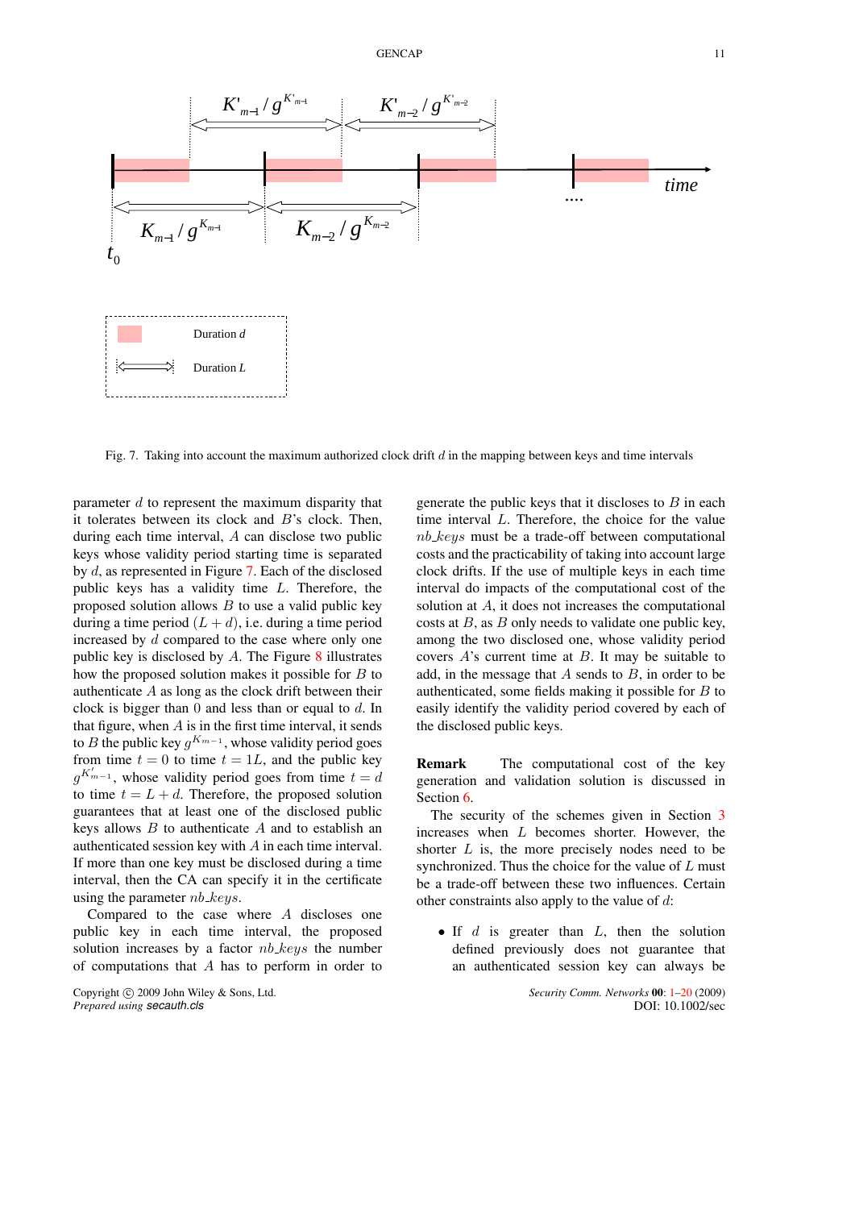Fig. 7. Taking into account the maximum authorized clock drift $d$ in the mapping between keys and time intervals

parameter $d$ to represent the maximum disparity that it tolerates between its clock and $B$'s clock. Then, during each time interval, $A$ can disclose two public keys whose validity period starting time is separated by $d$, as represented in Figure 7. Each of the disclosed public keys has a validity time $L$. Therefore, the proposed solution allows $B$ to use a valid public key during a time period $(L + d)$, i.e. during a time period increased by $d$ compared to the case where only one public key is disclosed by $A$. The Figure 8 illustrates how the proposed solution makes it possible for $B$ to authenticate $A$ as long as the clock drift between their clock is bigger than 0 and less than or equal to $d$. In that figure, when $A$ is in the first time interval, it sends to $B$ the public key $g^{K_{m-1}}$, whose validity period goes from time $t = 0$ to time $t = 1L$, and the public key $g^{K'_{m-1}}$, whose validity period goes from time $t = d$ to time $t = L + d$. Therefore, the proposed solution guarantees that at least one of the disclosed public keys allows $B$ to authenticate $A$ and to establish an authenticated session key with $A$ in each time interval. If more than one key must be disclosed during a time interval, then the CA can specify it in the certificate using the parameter $nb\_keys$.

Compared to the case where $A$ discloses one public key in each time interval, the proposed solution increases by a factor $nb\_keys$ the number of computations that $A$ has to perform in order to generate the public keys that it discloses to $B$ in each time interval $L$. Therefore, the choice for the value $nb\_keys$ must be a trade-off between computational costs and the practicability of taking into account large clock drifts. If the use of multiple keys in each time interval do impacts of the computational cost of the solution at $A$, it does not increases the computational costs at $B$, as $B$ only needs to validate one public key, among the two disclosed one, whose validity period covers $A$'s current time at $B$. It may be suitable to add, in the message that $A$ sends to $B$, in order to be authenticated, some fields making it possible for $B$ to easily identify the validity period covered by each of the disclosed public keys.

**Remark** The computational cost of the key generation and validation solution is discussed in Section 6.

The security of the schemes given in Section 3 increases when $L$ becomes shorter. However, the shorter $L$ is, the more precisely nodes need to be synchronized. Thus the choice for the value of $L$ must be a trade-off between these two influences. Certain other constraints also apply to the value of $d$:

- If $d$ is greater than $L$, then the solution defined previously does not guarantee that an authenticated session key can always be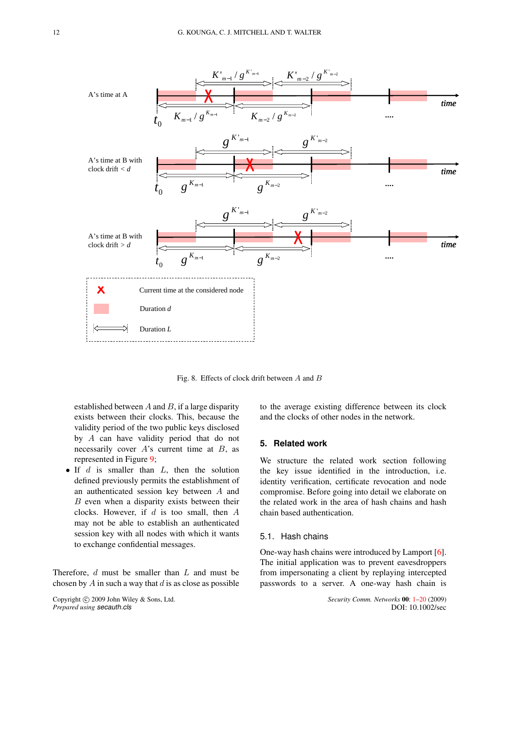Fig. 8. Effects of clock drift between $A$ and $B$

established between $A$ and $B$, if a large disparity exists between their clocks. This, because the validity period of the two public keys disclosed by $A$ can have validity period that do not necessarily cover $A$'s current time at $B$, as represented in Figure 9;

- If $d$ is smaller than $L$, then the solution defined previously permits the establishment of an authenticated session key between $A$ and $B$ even when a disparity exists between their clocks. However, if $d$ is too small, then $A$ may not be able to establish an authenticated session key with all nodes with which it wants to exchange confidential messages.

Therefore, $d$ must be smaller than $L$ and must be chosen by $A$ in such a way that $d$ is as close as possible to the average existing difference between its clock and the clocks of other nodes in the network.

## 5. Related work

We structure the related work section following the key issue identified in the introduction, i.e. identity verification, certificate revocation and node compromise. Before going into detail we elaborate on the related work in the area of hash chains and hash chain based authentication.

### 5.1. Hash chains

One-way hash chains were introduced by Lamport [6]. The initial application was to prevent eavesdroppers from impersonating a client by replaying intercepted passwords to a server. A one-way hash chain is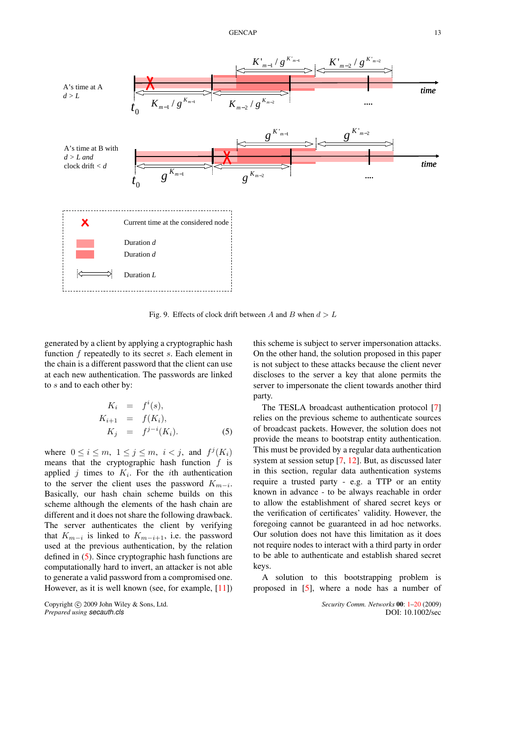Fig. 9. Effects of clock drift between $A$ and $B$ when $d > L$

generated by a client by applying a cryptographic hash function $f$ repeatedly to its secret $s$. Each element in the chain is a different password that the client can use at each new authentication. The passwords are linked to $s$ and to each other by:

$$
\begin{aligned}
K_i &= f^i(s), \\
K_{i+1} &= f(K_i), \\
K_j &= f^{j-i}(K_i).
\end{aligned}
\tag{5}
$$

where $0 \le i \le m$, $1 \le j \le m$, $i < j$, and $f^j(K_i)$ means that the cryptographic hash function $f$ is applied $j$ times to $K_i$. For the $i$th authentication to the server the client uses the password $K_{m-i}$. Basically, our hash chain scheme builds on this scheme although the elements of the hash chain are different and it does not share the following drawback. The server authenticates the client by verifying that $K_{m-i}$ is linked to $K_{m-i+1}$, i.e. the password used at the previous authentication, by the relation defined in (5). Since cryptographic hash functions are computationally hard to invert, an attacker is not able to generate a valid password from a compromised one. However, as it is well known (see, for example, [11]) this scheme is subject to server impersonation attacks. On the other hand, the solution proposed in this paper is not subject to these attacks because the client never discloses to the server a key that alone permits the server to impersonate the client towards another third party.

The TESLA broadcast authentication protocol [7] relies on the previous scheme to authenticate sources of broadcast packets. However, the solution does not provide the means to bootstrap entity authentication. This must be provided by a regular data authentication system at session setup [7, 12]. But, as discussed later in this section, regular data authentication systems require a trusted party - e.g. a TTP or an entity known in advance - to be always reachable in order to allow the establishment of shared secret keys or the verification of certificates' validity. However, the foregoing cannot be guaranteed in ad hoc networks. Our solution does not have this limitation as it does not require nodes to interact with a third party in order to be able to authenticate and establish shared secret keys.

A solution to this bootstrapping problem is proposed in [5], where a node has a number of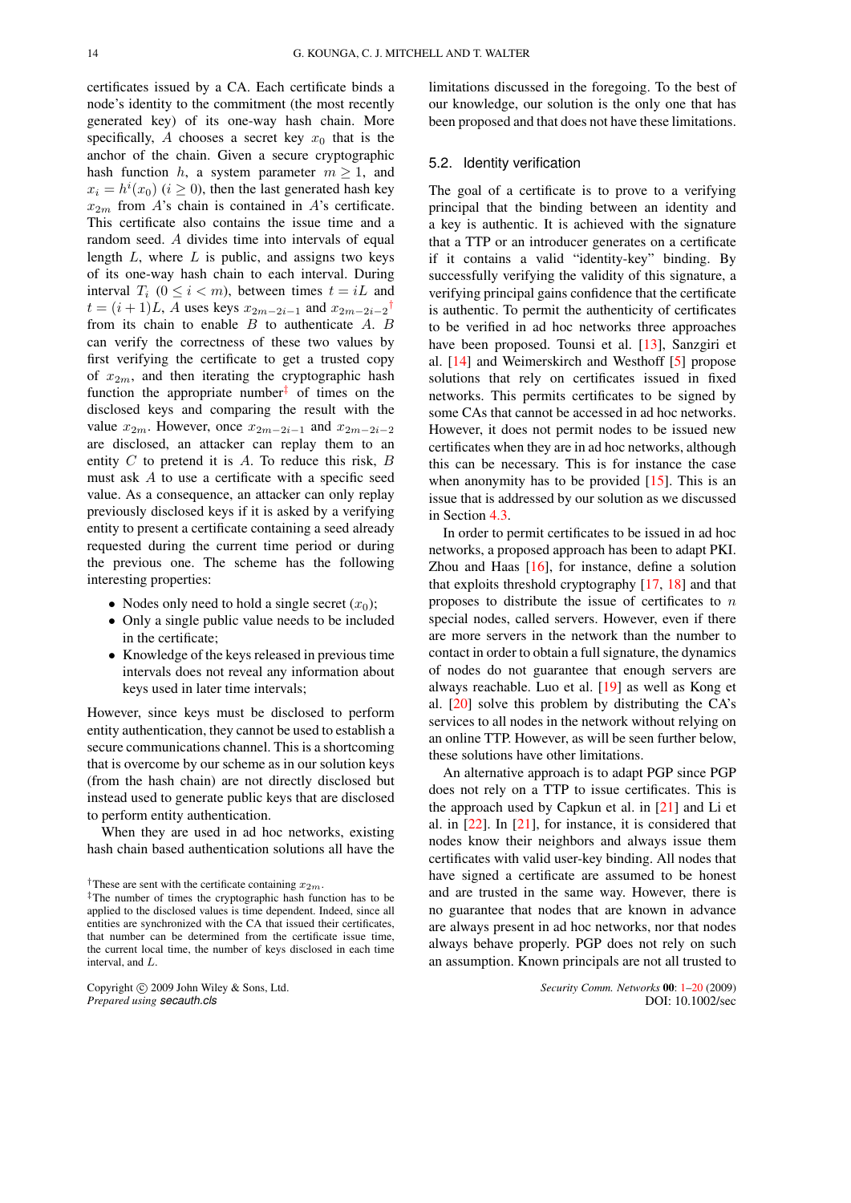certificates issued by a CA. Each certificate binds a node's identity to the commitment (the most recently generated key) of its one-way hash chain. More specifically, $A$ chooses a secret key $x_0$ that is the anchor of the chain. Given a secure cryptographic hash function $h$, a system parameter $m \geq 1$, and $x_i = h^i(x_0)$ $(i \geq 0)$, then the last generated hash key $x_{2m}$ from $A$'s chain is contained in $A$'s certificate. This certificate also contains the issue time and a random seed. $A$ divides time into intervals of equal length $L$, where $L$ is public, and assigns two keys of its one-way hash chain to each interval. During interval $T_i$ $(0 \leq i < m)$, between times $t = iL$ and $t = (i+1)L$, $A$ uses keys $x_{2m-2i-1}$ and $x_{2m-2i-2}$[†] from its chain to enable $B$ to authenticate $A$. $B$ can verify the correctness of these two values by first verifying the certificate to get a trusted copy of $x_{2m}$, and then iterating the cryptographic hash function the appropriate number[‡] of times on the disclosed keys and comparing the result with the value $x_{2m}$. However, once $x_{2m-2i-1}$ and $x_{2m-2i-2}$ are disclosed, an attacker can replay them to an entity $C$ to pretend it is $A$. To reduce this risk, $B$ must ask $A$ to use a certificate with a specific seed value. As a consequence, an attacker can only replay previously disclosed keys if it is asked by a verifying entity to present a certificate containing a seed already requested during the current time period or during the previous one. The scheme has the following interesting properties:

- Nodes only need to hold a single secret ($x_0$);
- Only a single public value needs to be included in the certificate;
- Knowledge of the keys released in previous time intervals does not reveal any information about keys used in later time intervals;

However, since keys must be disclosed to perform entity authentication, they cannot be used to establish a secure communications channel. This is a shortcoming that is overcome by our scheme as in our solution keys (from the hash chain) are not directly disclosed but instead used to generate public keys that are disclosed to perform entity authentication.

When they are used in ad hoc networks, existing hash chain based authentication solutions all have the limitations discussed in the foregoing. To the best of our knowledge, our solution is the only one that has been proposed and that does not have these limitations.

### 5.2. Identity verification

The goal of a certificate is to prove to a verifying principal that the binding between an identity and a key is authentic. It is achieved with the signature that a TTP or an introducer generates on a certificate if it contains a valid "identity-key" binding. By successfully verifying the validity of this signature, a verifying principal gains confidence that the certificate is authentic. To permit the authenticity of certificates to be verified in ad hoc networks three approaches have been proposed. Tounsi et al. [13], Sanzgiri et al. [14] and Weimerskirch and Westhoff [5] propose solutions that rely on certificates issued in fixed networks. This permits certificates to be signed by some CAs that cannot be accessed in ad hoc networks. However, it does not permit nodes to be issued new certificates when they are in ad hoc networks, although this can be necessary. This is for instance the case when anonymity has to be provided [15]. This is an issue that is addressed by our solution as we discussed in Section 4.3.

In order to permit certificates to be issued in ad hoc networks, a proposed approach has been to adapt PKI. Zhou and Haas [16], for instance, define a solution that exploits threshold cryptography [17, 18] and that proposes to distribute the issue of certificates to $n$ special nodes, called servers. However, even if there are more servers in the network than the number to contact in order to obtain a full signature, the dynamics of nodes do not guarantee that enough servers are always reachable. Luo et al. [19] as well as Kong et al. [20] solve this problem by distributing the CA's services to all nodes in the network without relying on an online TTP. However, as will be seen further below, these solutions have other limitations.

An alternative approach is to adapt PGP since PGP does not rely on a TTP to issue certificates. This is the approach used by Capkun et al. in [21] and Li et al. in [22]. In [21], for instance, it is considered that nodes know their neighbors and always issue them certificates with valid user-key binding. All nodes that have signed a certificate are assumed to be honest and are trusted in the same way. However, there is no guarantee that nodes that are known in advance are always present in ad hoc networks, nor that nodes always behave properly. PGP does not rely on such an assumption. Known principals are not all trusted to

[†] These are sent with the certificate containing $x_{2m}$.

[‡] The number of times the cryptographic hash function has to be applied to the disclosed values is time dependent. Indeed, since all entities are synchronized with the CA that issued their certificates, that number can be determined from the certificate issue time, the current local time, the number of keys disclosed in each time interval, and $L$.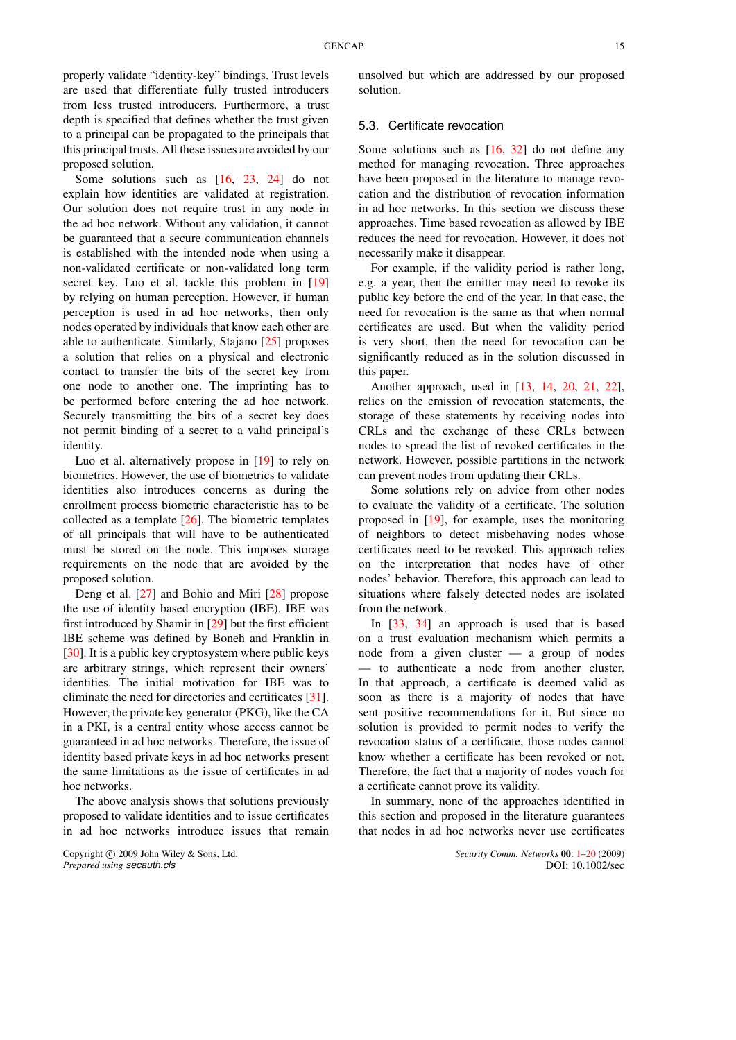properly validate "identity-key" bindings. Trust levels are used that differentiate fully trusted introducers from less trusted introducers. Furthermore, a trust depth is specified that defines whether the trust given to a principal can be propagated to the principals that this principal trusts. All these issues are avoided by our proposed solution.

Some solutions such as [16, 23, 24] do not explain how identities are validated at registration. Our solution does not require trust in any node in the ad hoc network. Without any validation, it cannot be guaranteed that a secure communication channels is established with the intended node when using a non-validated certificate or non-validated long term secret key. Luo et al. tackle this problem in [19] by relying on human perception. However, if human perception is used in ad hoc networks, then only nodes operated by individuals that know each other are able to authenticate. Similarly, Stajano [25] proposes a solution that relies on a physical and electronic contact to transfer the bits of the secret key from one node to another one. The imprinting has to be performed before entering the ad hoc network. Securely transmitting the bits of a secret key does not permit binding of a secret to a valid principal's identity.

Luo et al. alternatively propose in [19] to rely on biometrics. However, the use of biometrics to validate identities also introduces concerns as during the enrollment process biometric characteristic has to be collected as a template [26]. The biometric templates of all principals that will have to be authenticated must be stored on the node. This imposes storage requirements on the node that are avoided by the proposed solution.

Deng et al. [27] and Bohio and Miri [28] propose the use of identity based encryption (IBE). IBE was first introduced by Shamir in [29] but the first efficient IBE scheme was defined by Boneh and Franklin in [30]. It is a public key cryptosystem where public keys are arbitrary strings, which represent their owners' identities. The initial motivation for IBE was to eliminate the need for directories and certificates [31]. However, the private key generator (PKG), like the CA in a PKI, is a central entity whose access cannot be guaranteed in ad hoc networks. Therefore, the issue of identity based private keys in ad hoc networks present the same limitations as the issue of certificates in ad hoc networks.

The above analysis shows that solutions previously proposed to validate identities and to issue certificates in ad hoc networks introduce issues that remain unsolved but which are addressed by our proposed solution.

### 5.3. Certificate revocation

Some solutions such as [16, 32] do not define any method for managing revocation. Three approaches have been proposed in the literature to manage revocation and the distribution of revocation information in ad hoc networks. In this section we discuss these approaches. Time based revocation as allowed by IBE reduces the need for revocation. However, it does not necessarily make it disappear.

For example, if the validity period is rather long, e.g. a year, then the emitter may need to revoke its public key before the end of the year. In that case, the need for revocation is the same as that when normal certificates are used. But when the validity period is very short, then the need for revocation can be significantly reduced as in the solution discussed in this paper.

Another approach, used in [13, 14, 20, 21, 22], relies on the emission of revocation statements, the storage of these statements by receiving nodes into CRLs and the exchange of these CRLs between nodes to spread the list of revoked certificates in the network. However, possible partitions in the network can prevent nodes from updating their CRLs.

Some solutions rely on advice from other nodes to evaluate the validity of a certificate. The solution proposed in [19], for example, uses the monitoring of neighbors to detect misbehaving nodes whose certificates need to be revoked. This approach relies on the interpretation that nodes have of other nodes' behavior. Therefore, this approach can lead to situations where falsely detected nodes are isolated from the network.

In [33, 34] an approach is used that is based on a trust evaluation mechanism which permits a node from a given cluster — a group of nodes — to authenticate a node from another cluster. In that approach, a certificate is deemed valid as soon as there is a majority of nodes that have sent positive recommendations for it. But since no solution is provided to permit nodes to verify the revocation status of a certificate, those nodes cannot know whether a certificate has been revoked or not. Therefore, the fact that a majority of nodes vouch for a certificate cannot prove its validity.

In summary, none of the approaches identified in this section and proposed in the literature guarantees that nodes in ad hoc networks never use certificates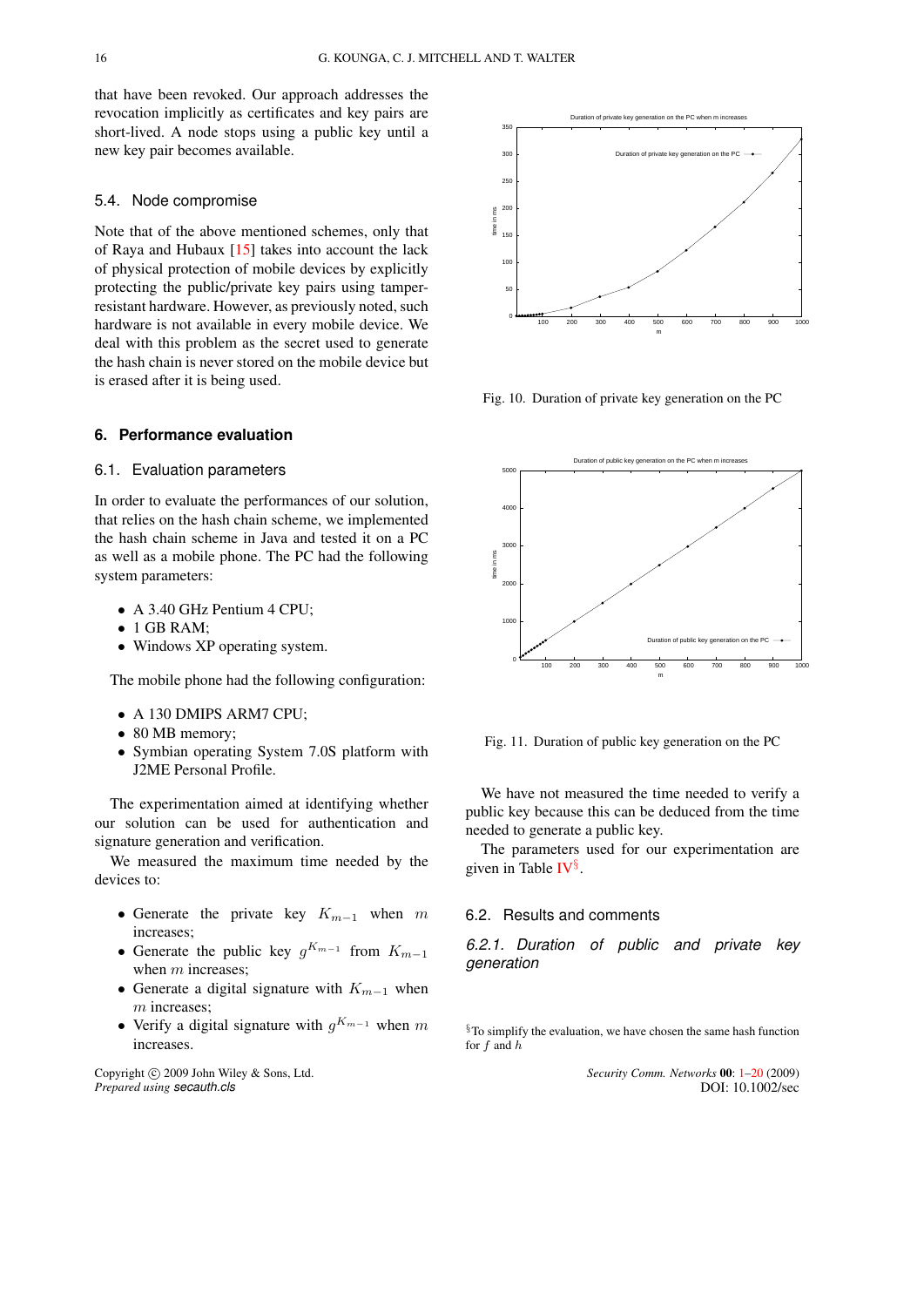that have been revoked. Our approach addresses the revocation implicitly as certificates and key pairs are short-lived. A node stops using a public key until a new key pair becomes available.

### 5.4. Node compromise

Note that of the above mentioned schemes, only that of Raya and Hubaux [15] takes into account the lack of physical protection of mobile devices by explicitly protecting the public/private key pairs using tamper-resistant hardware. However, as previously noted, such hardware is not available in every mobile device. We deal with this problem as the secret used to generate the hash chain is never stored on the mobile device but is erased after it is being used.

## 6. Performance evaluation

### 6.1. Evaluation parameters

In order to evaluate the performances of our solution, that relies on the hash chain scheme, we implemented the hash chain scheme in Java and tested it on a PC as well as a mobile phone. The PC had the following system parameters:

- A 3.40 GHz Pentium 4 CPU;
- 1 GB RAM;
- Windows XP operating system.

The mobile phone had the following configuration:

- A 130 DMIPS ARM7 CPU;
- 80 MB memory;
- Symbian operating System 7.0S platform with J2ME Personal Profile.

The experimentation aimed at identifying whether our solution can be used for authentication and signature generation and verification.

We measured the maximum time needed by the devices to:

- Generate the private key $K_{m-1}$ when $m$ increases;
- Generate the public key $g^{K_{m-1}}$ from $K_{m-1}$ when $m$ increases;
- Generate a digital signature with $K_{m-1}$ when $m$ increases;
- Verify a digital signature with $g^{K_{m-1}}$ when $m$ increases.

Fig. 10. Duration of private key generation on the PC

Fig. 11. Duration of public key generation on the PC

We have not measured the time needed to verify a public key because this can be deduced from the time needed to generate a public key.

The parameters used for our experimentation are given in Table IV[§].

### 6.2. Results and comments

#### 6.2.1. Duration of public and private key generation

[§] To simplify the evaluation, we have chosen the same hash function for $f$ and $h$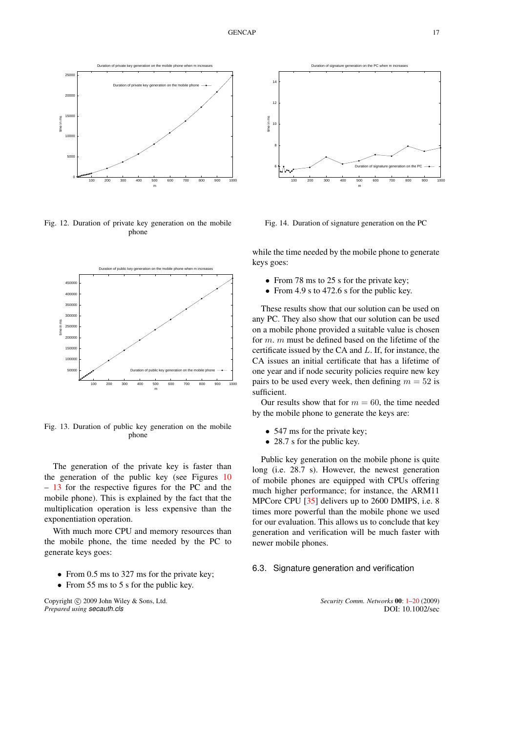Fig. 12. Duration of private key generation on the mobile phone

Fig. 13. Duration of public key generation on the mobile phone

The generation of the private key is faster than the generation of the public key (see Figures 10 – 13 for the respective figures for the PC and the mobile phone). This is explained by the fact that the multiplication operation is less expensive than the exponentiation operation.

With much more CPU and memory resources than the mobile phone, the time needed by the PC to generate keys goes:

- From 0.5 ms to 327 ms for the private key;
- From 55 ms to 5 s for the public key.

Fig. 14. Duration of signature generation on the PC

while the time needed by the mobile phone to generate keys goes:

- From 78 ms to 25 s for the private key;
- From 4.9 s to 472.6 s for the public key.

These results show that our solution can be used on any PC. They also show that our solution can be used on a mobile phone provided a suitable value is chosen for $m$. $m$ must be defined based on the lifetime of the certificate issued by the CA and $L$. If, for instance, the CA issues an initial certificate that has a lifetime of one year and if node security policies require new key pairs to be used every week, then defining $m = 52$ is sufficient.

Our results show that for $m = 60$, the time needed by the mobile phone to generate the keys are:

- 547 ms for the private key;
- 28.7 s for the public key.

Public key generation on the mobile phone is quite long (i.e. 28.7 s). However, the newest generation of mobile phones are equipped with CPUs offering much higher performance; for instance, the ARM11 MPCore CPU [35] delivers up to 2600 DMIPS, i.e. 8 times more powerful than the mobile phone we used for our evaluation. This allows us to conclude that key generation and verification will be much faster with newer mobile phones.

### 6.3. Signature generation and verification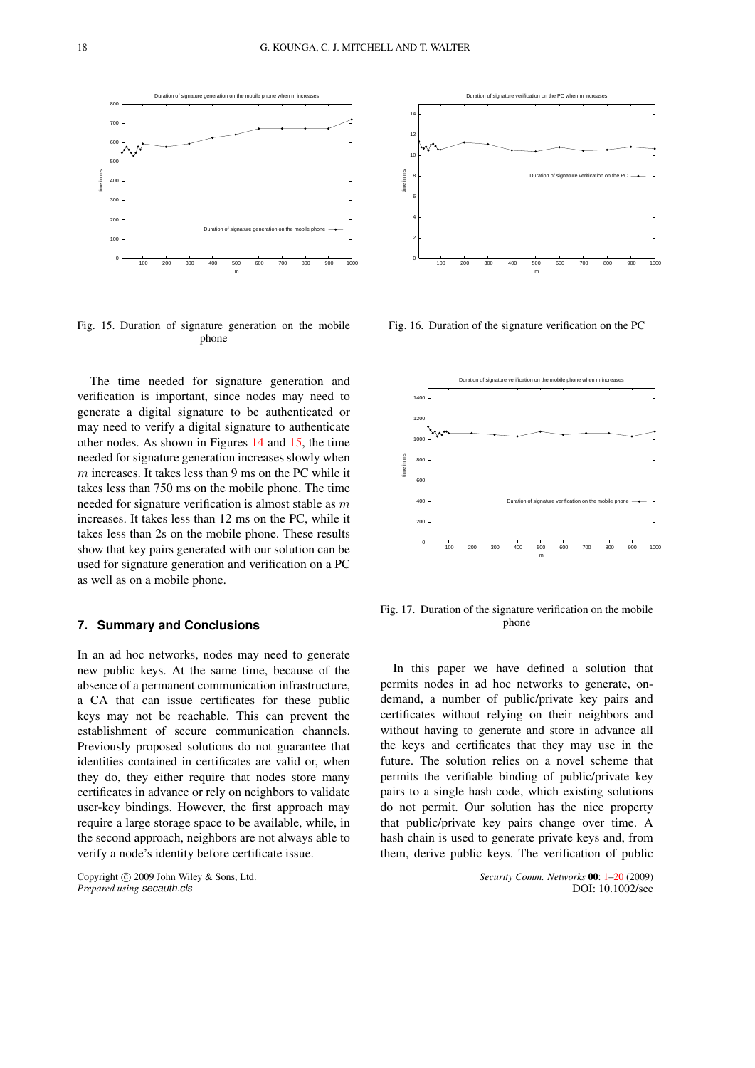Fig. 15. Duration of signature generation on the mobile phone

Fig. 16. Duration of the signature verification on the PC

Fig. 17. Duration of the signature verification on the mobile phone

The time needed for signature generation and verification is important, since nodes may need to generate a digital signature to be authenticated or may need to verify a digital signature to authenticate other nodes. As shown in Figures 14 and 15, the time needed for signature generation increases slowly when $m$ increases. It takes less than 9 ms on the PC while it takes less than 750 ms on the mobile phone. The time needed for signature verification is almost stable as $m$ increases. It takes less than 12 ms on the PC, while it takes less than 2s on the mobile phone. These results show that key pairs generated with our solution can be used for signature generation and verification on a PC as well as on a mobile phone.

## 7. Summary and Conclusions

In an ad hoc networks, nodes may need to generate new public keys. At the same time, because of the absence of a permanent communication infrastructure, a CA that can issue certificates for these public keys may not be reachable. This can prevent the establishment of secure communication channels. Previously proposed solutions do not guarantee that identities contained in certificates are valid or, when they do, they either require that nodes store many certificates in advance or rely on neighbors to validate user-key bindings. However, the first approach may require a large storage space to be available, while, in the second approach, neighbors are not always able to verify a node's identity before certificate issue.

In this paper we have defined a solution that permits nodes in ad hoc networks to generate, on-demand, a number of public/private key pairs and certificates without relying on their neighbors and without having to generate and store in advance all the keys and certificates that they may use in the future. The solution relies on a novel scheme that permits the verifiable binding of public/private key pairs to a single hash code, which existing solutions do not permit. Our solution has the nice property that public/private key pairs change over time. A hash chain is used to generate private keys and, from them, derive public keys. The verification of public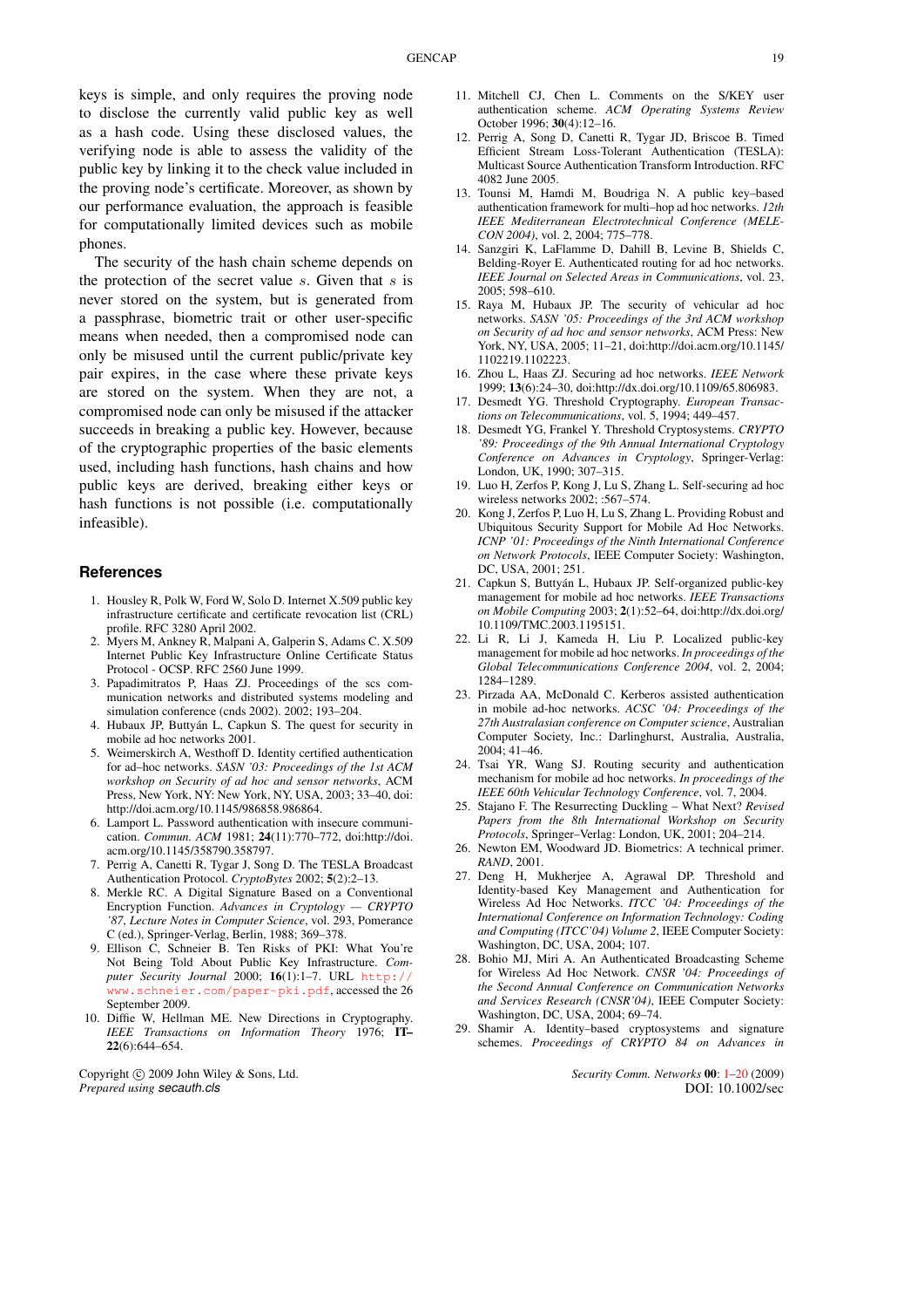keys is simple, and only requires the proving node to disclose the currently valid public key as well as a hash code. Using these disclosed values, the verifying node is able to assess the validity of the public key by linking it to the check value included in the proving node's certificate. Moreover, as shown by our performance evaluation, the approach is feasible for computationally limited devices such as mobile phones.

The security of the hash chain scheme depends on the protection of the secret value $s$. Given that $s$ is never stored on the system, but is generated from a passphrase, biometric trait or other user-specific means when needed, then a compromised node can only be misused until the current public/private key pair expires, in the case where these private keys are stored on the system. When they are not, a compromised node can only be misused if the attacker succeeds in breaking a public key. However, because of the cryptographic properties of the basic elements used, including hash functions, hash chains and how public keys are derived, breaking either keys or hash functions is not possible (i.e. computationally infeasible).

## References

1. Housley R, Polk W, Ford W, Solo D. Internet X.509 public key infrastructure certificate and certificate revocation list (CRL) profile. RFC 3280 April 2002.
2. Myers M, Ankney R, Malpani A, Galperin S, Adams C. X.509 Internet Public Key Infrastructure Online Certificate Status Protocol - OCSP. RFC 2560 June 1999.
3. Papadimitratos P, Haas ZJ. Proceedings of the scs communication networks and distributed systems modeling and simulation conference (cnds 2002). 2002; 193–204.
4. Hubaux JP, Buttyán L, Capkun S. The quest for security in mobile ad hoc networks 2001.
5. Weimerskirch A, Westhoff D. Identity certified authentication for ad–hoc networks. *SASN '03: Proceedings of the 1st ACM workshop on Security of ad hoc and sensor networks*, ACM Press, New York, NY: New York, NY, USA, 2003; 33–40, doi: http://doi.acm.org/10.1145/986858.986864.
6. Lamport L. Password authentication with insecure communication. *Commun. ACM* 1981; **24**(11):770–772, doi:http://doi.acm.org/10.1145/358790.358797.
7. Perrig A, Canetti R, Tygar J, Song D. The TESLA Broadcast Authentication Protocol. *CryptoBytes* 2002; **5**(2):2–13.
8. Merkle RC. A Digital Signature Based on a Conventional Encryption Function. *Advances in Cryptology — CRYPTO '87*, *Lecture Notes in Computer Science*, vol. 293, Pomerance C (ed.), Springer-Verlag, Berlin, 1988; 369–378.
9. Ellison C, Schneier B. Ten Risks of PKI: What You're Not Being Told About Public Key Infrastructure. *Computer Security Journal* 2000; **16**(1):1–7. URL http://www.schneier.com/paper-pki.pdf, accessed the 26 September 2009.
10. Diffie W, Hellman ME. New Directions in Cryptography. *IEEE Transactions on Information Theory* 1976; **IT–22**(6):644–654.
11. Mitchell CJ, Chen L. Comments on the S/KEY user authentication scheme. *ACM Operating Systems Review* October 1996; **30**(4):12–16.
12. Perrig A, Song D, Canetti R, Tygar JD, Briscoe B. Timed Efficient Stream Loss-Tolerant Authentication (TESLA): Multicast Source Authentication Transform Introduction. RFC 4082 June 2005.
13. Tounsi M, Hamdi M, Boudriga N. A public key–based authentication framework for multi–hop ad hoc networks. *12th IEEE Mediterranean Electrotechnical Conference (MELECON 2004)*, vol. 2, 2004; 775–778.
14. Sanzgiri K, LaFlamme D, Dahill B, Levine B, Shields C, Belding-Royer E. Authenticated routing for ad hoc networks. *IEEE Journal on Selected Areas in Communications*, vol. 23, 2005; 598–610.
15. Raya M, Hubaux JP. The security of vehicular ad hoc networks. *SASN '05: Proceedings of the 3rd ACM workshop on Security of ad hoc and sensor networks*, ACM Press: New York, NY, USA, 2005; 11–21, doi:http://doi.acm.org/10.1145/1102219.1102223.
16. Zhou L, Haas ZJ. Securing ad hoc networks. *IEEE Network* 1999; **13**(6):24–30, doi:http://dx.doi.org/10.1109/65.806983.
17. Desmedt YG. Threshold Cryptography. *European Transactions on Telecommunications*, vol. 5, 1994; 449–457.
18. Desmedt YG, Frankel Y. Threshold Cryptosystems. *CRYPTO '89: Proceedings of the 9th Annual International Cryptology Conference on Advances in Cryptology*, Springer-Verlag: London, UK, 1990; 307–315.
19. Luo H, Zerfos P, Kong J, Lu S, Zhang L. Self-securing ad hoc wireless networks 2002; :567–574.
20. Kong J, Zerfos P, Luo H, Lu S, Zhang L. Providing Robust and Ubiquitous Security Support for Mobile Ad Hoc Networks. *ICNP '01: Proceedings of the Ninth International Conference on Network Protocols*, IEEE Computer Society: Washington, DC, USA, 2001; 251.
21. Capkun S, Buttyán L, Hubaux JP. Self-organized public-key management for mobile ad hoc networks. *IEEE Transactions on Mobile Computing* 2003; **2**(1):52–64, doi:http://dx.doi.org/10.1109/TMC.2003.1195151.
22. Li R, Li J, Kameda H, Liu P. Localized public-key management for mobile ad hoc networks. *In proceedings of the Global Telecommunications Conference 2004*, vol. 2, 2004; 1284–1289.
23. Pirzada AA, McDonald C. Kerberos assisted authentication in mobile ad-hoc networks. *ACSC '04: Proceedings of the 27th Australasian conference on Computer science*, Australian Computer Society, Inc.: Darlinghurst, Australia, Australia, 2004; 41–46.
24. Tsai YR, Wang SJ. Routing security and authentication mechanism for mobile ad hoc networks. *In proceedings of the IEEE 60th Vehicular Technology Conference*, vol. 7, 2004.
25. Stajano F. The Resurrecting Duckling – What Next? *Revised Papers from the 8th International Workshop on Security Protocols*, Springer–Verlag: London, UK, 2001; 204–214.
26. Newton EM, Woodward JD. Biometrics: A technical primer. *RAND*, 2001.
27. Deng H, Mukherjee A, Agrawal DP. Threshold and Identity-based Key Management and Authentication for Wireless Ad Hoc Networks. *ITCC '04: Proceedings of the International Conference on Information Technology: Coding and Computing (ITCC'04) Volume 2*, IEEE Computer Society: Washington, DC, USA, 2004; 107.
28. Bohio MJ, Miri A. An Authenticated Broadcasting Scheme for Wireless Ad Hoc Network. *CNSR '04: Proceedings of the Second Annual Conference on Communication Networks and Services Research (CNSR'04)*, IEEE Computer Society: Washington, DC, USA, 2004; 69–74.
29. Shamir A. Identity–based cryptosystems and signature schemes. *Proceedings of CRYPTO 84 on Advances in*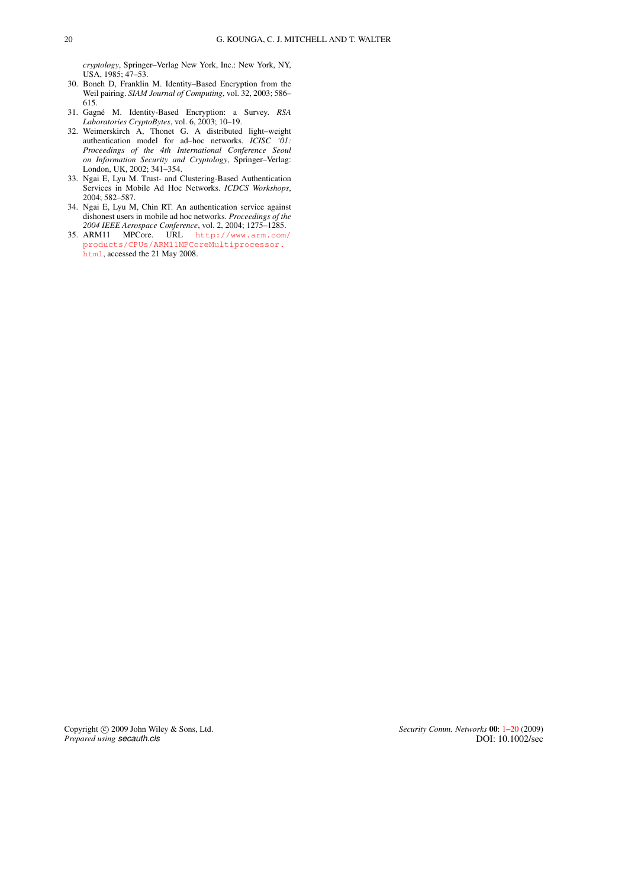*cryptology*, Springer–Verlag New York, Inc.: New York, NY, USA, 1985; 47–53.

30. Boneh D, Franklin M. Identity–Based Encryption from the Weil pairing. *SIAM Journal of Computing*, vol. 32, 2003; 586–615.
31. Gagné M. Identity-Based Encryption: a Survey. *RSA Laboratories CryptoBytes*, vol. 6, 2003; 10–19.
32. Weimerskirch A, Thonet G. A distributed light–weight authentication model for ad–hoc networks. *ICISC '01: Proceedings of the 4th International Conference Seoul on Information Security and Cryptology*, Springer–Verlag: London, UK, 2002; 341–354.
33. Ngai E, Lyu M. Trust- and Clustering-Based Authentication Services in Mobile Ad Hoc Networks. *ICDCS Workshops*, 2004; 582–587.
34. Ngai E, Lyu M, Chin RT. An authentication service against dishonest users in mobile ad hoc networks. *Proceedings of the 2004 IEEE Aerospace Conference*, vol. 2, 2004; 1275–1285.
35. ARM11 MPCore. URL http://www.arm.com/products/CPUs/ARM11MPCoreMultiprocessor.html, accessed the 21 May 2008.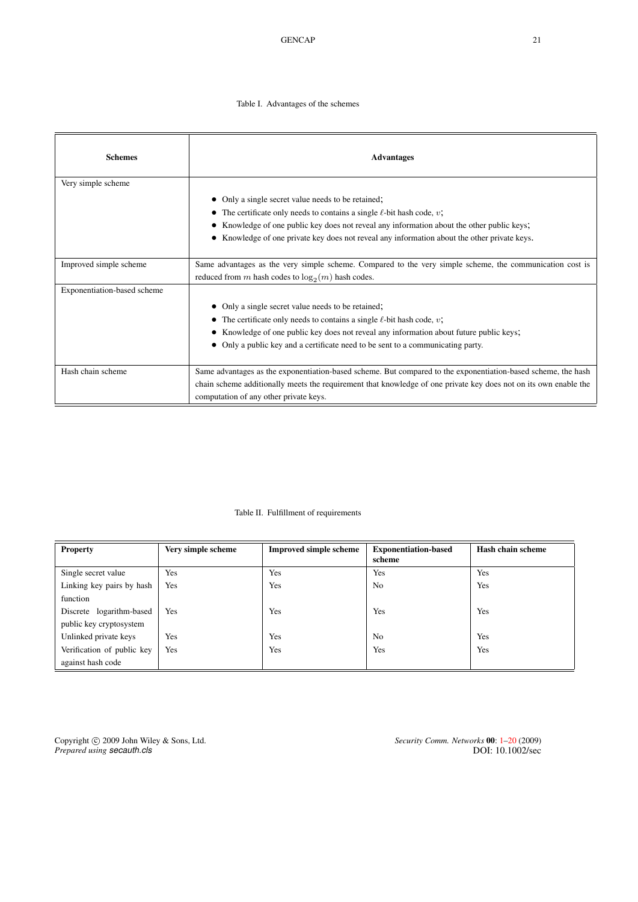Table I. Advantages of the schemes

| Schemes | Advantages |
|---|---|
| Very simple scheme | • Only a single secret value needs to be retained; • The certificate only needs to contains a single $\ell$-bit hash code, $v$; • Knowledge of one public key does not reveal any information about the other public keys; • Knowledge of one private key does not reveal any information about the other private keys. |
| Improved simple scheme | Same advantages as the very simple scheme. Compared to the very simple scheme, the communication cost is reduced from $m$ hash codes to $\log_2(m)$ hash codes. |
| Exponentiation-based scheme | • Only a single secret value needs to be retained; • The certificate only needs to contains a single $\ell$-bit hash code, $v$; • Knowledge of one public key does not reveal any information about future public keys; • Only a public key and a certificate need to be sent to a communicating party. |
| Hash chain scheme | Same advantages as the exponentiation-based scheme. But compared to the exponentiation-based scheme, the hash chain scheme additionally meets the requirement that knowledge of one private key does not on its own enable the computation of any other private keys. |

Table II. Fulfillment of requirements

| Property | Very simple scheme | Improved simple scheme | Exponentiation-based scheme | Hash chain scheme |
|---|---|---|---|---|
| Single secret value | Yes | Yes | Yes | Yes |
| Linking key pairs by hash function | Yes | Yes | No | Yes |
| Discrete logarithm-based public key cryptosystem | Yes | Yes | Yes | Yes |
| Unlinked private keys | Yes | Yes | No | Yes |
| Verification of public key against hash code | Yes | Yes | Yes | Yes |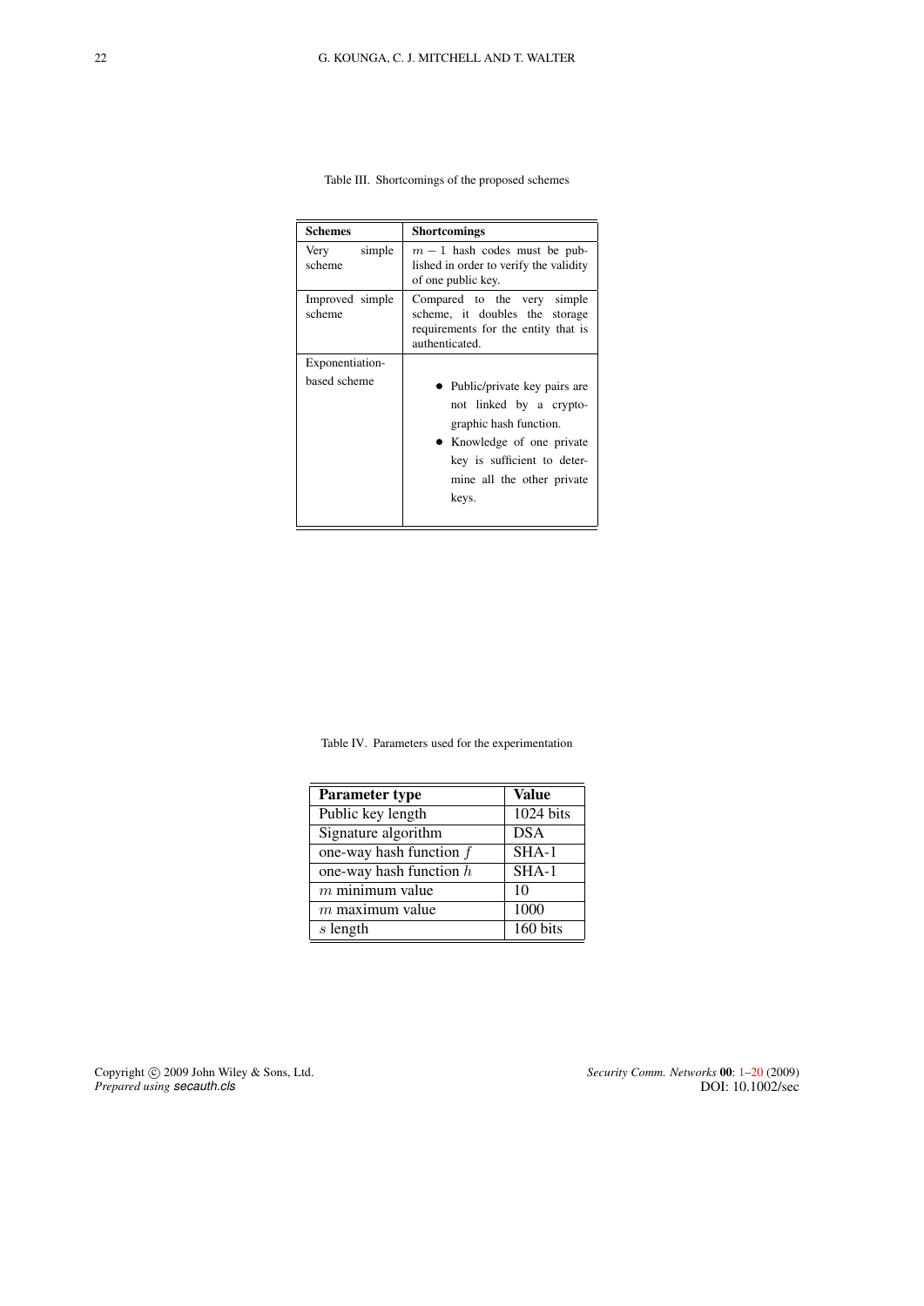Table III. Shortcomings of the proposed schemes

| Schemes | Shortcomings |
|---|---|
| Very simple scheme | $m-1$ hash codes must be published in order to verify the validity of one public key. |
| Improved simple scheme | Compared to the very simple scheme, it doubles the storage requirements for the entity that is authenticated. |
| Exponentiation-based scheme | • Public/private key pairs are not linked by a cryptographic hash function. • Knowledge of one private key is sufficient to determine all the other private keys. |

Table IV. Parameters used for the experimentation

| Parameter type | Value |
|---|---|
| Public key length | 1024 bits |
| Signature algorithm | DSA |
| one-way hash function $f$ | SHA-1 |
| one-way hash function $h$ | SHA-1 |
| $m$ minimum value | 10 |
| $m$ maximum value | 1000 |
| $s$ length | 160 bits |